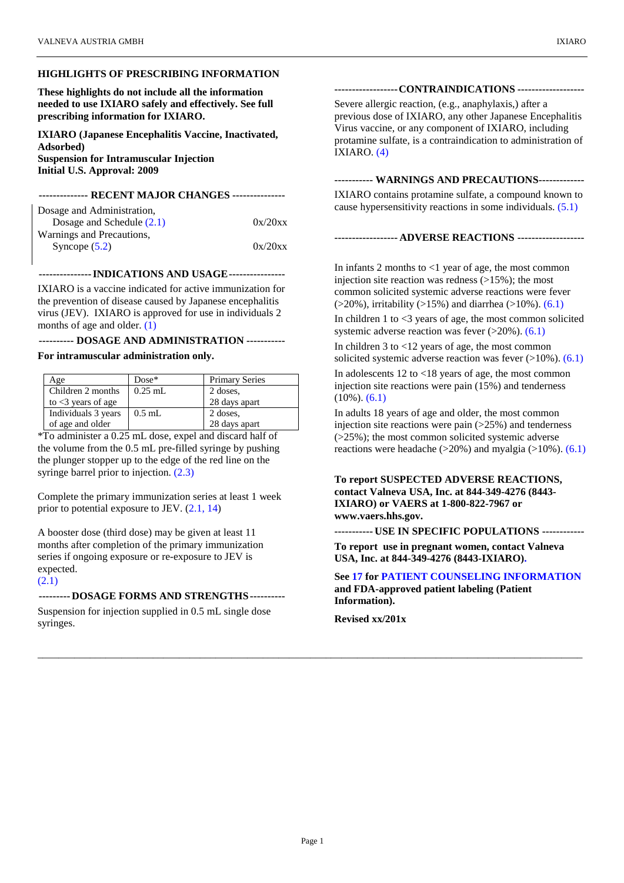## HIGHLIGHTS OF PRESCRIBING INFORMATION

**These highlights do not include all the information needed to use IXIARO safely and effectively. See full prescribing information for IXIARO.**

**IXIARO (Japanese Encephalitis Vaccine, Inactivated, Adsorbed)**
**Suspension for Intramuscular Injection**
**Initial U.S. Approval: 2009**

### RECENT MAJOR CHANGES

Dosage and Administration,
Dosage and Schedule (2.1) 0x/20xx
Warnings and Precautions,
Syncope (5.2) 0x/20xx

### INDICATIONS AND USAGE

IXIARO is a vaccine indicated for active immunization for the prevention of disease caused by Japanese encephalitis virus (JEV). IXIARO is approved for use in individuals 2 months of age and older. (1)

### DOSAGE AND ADMINISTRATION

**For intramuscular administration only.**

| Age | Dose* | Primary Series |
|---|---|---|
| Children 2 months to <3 years of age | 0.25 mL | 2 doses, 28 days apart |
| Individuals 3 years of age and older | 0.5 mL | 2 doses, 28 days apart |

*To administer a 0.25 mL dose, expel and discard half of the volume from the 0.5 mL pre-filled syringe by pushing the plunger stopper up to the edge of the red line on the syringe barrel prior to injection. (2.3)

Complete the primary immunization series at least 1 week prior to potential exposure to JEV. (2.1, 14)

A booster dose (third dose) may be given at least 11 months after completion of the primary immunization series if ongoing exposure or re-exposure to JEV is expected.
(2.1)

### DOSAGE FORMS AND STRENGTHS

Suspension for injection supplied in 0.5 mL single dose syringes.

### CONTRAINDICATIONS

Severe allergic reaction, (e.g., anaphylaxis,) after a previous dose of IXIARO, any other Japanese Encephalitis Virus vaccine, or any component of IXIARO, including protamine sulfate, is a contraindication to administration of IXIARO. (4)

### WARNINGS AND PRECAUTIONS

IXIARO contains protamine sulfate, a compound known to cause hypersensitivity reactions in some individuals. (5.1)

### ADVERSE REACTIONS

In infants 2 months to <1 year of age, the most common injection site reaction was redness (>15%); the most common solicited systemic adverse reactions were fever (>20%), irritability (>15%) and diarrhea (>10%). (6.1)

In children 1 to <3 years of age, the most common solicited systemic adverse reaction was fever (>20%). (6.1)

In children 3 to <12 years of age, the most common solicited systemic adverse reaction was fever (>10%). (6.1)

In adolescents 12 to <18 years of age, the most common injection site reactions were pain (15%) and tenderness (10%). (6.1)

In adults 18 years of age and older, the most common injection site reactions were pain (>25%) and tenderness (>25%); the most common solicited systemic adverse reactions were headache (>20%) and myalgia (>10%). (6.1)

**To report SUSPECTED ADVERSE REACTIONS, contact Valneva USA, Inc. at 844-349-4276 (8443-IXIARO) or VAERS at 1-800-822-7967 or www.vaers.hhs.gov.**

### USE IN SPECIFIC POPULATIONS

**To report use in pregnant women, contact Valneva USA, Inc. at 844-349-4276 (8443-IXIARO).**

**See 17 for PATIENT COUNSELING INFORMATION and FDA-approved patient labeling (Patient Information).**

**Revised xx/201x**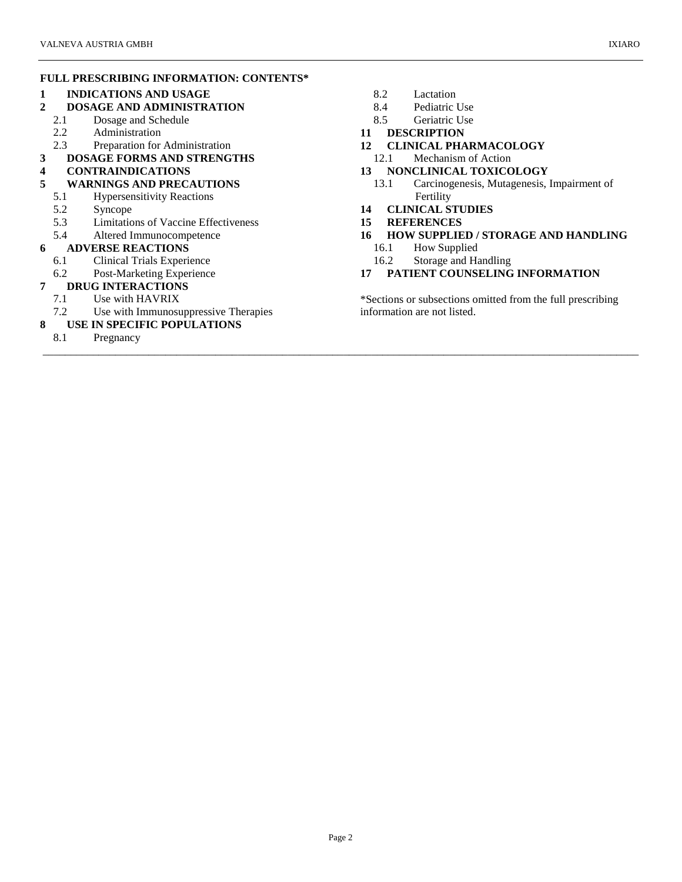## FULL PRESCRIBING INFORMATION: CONTENTS*

**1 INDICATIONS AND USAGE**

**2 DOSAGE AND ADMINISTRATION**
- 2.1 Dosage and Schedule
- 2.2 Administration
- 2.3 Preparation for Administration

**3 DOSAGE FORMS AND STRENGTHS**

**4 CONTRAINDICATIONS**

**5 WARNINGS AND PRECAUTIONS**
- 5.1 Hypersensitivity Reactions
- 5.2 Syncope
- 5.3 Limitations of Vaccine Effectiveness
- 5.4 Altered Immunocompetence

**6 ADVERSE REACTIONS**
- 6.1 Clinical Trials Experience
- 6.2 Post-Marketing Experience

**7 DRUG INTERACTIONS**
- 7.1 Use with HAVRIX
- 7.2 Use with Immunosuppressive Therapies

**8 USE IN SPECIFIC POPULATIONS**
- 8.1 Pregnancy
- 8.2 Lactation
- 8.4 Pediatric Use
- 8.5 Geriatric Use

**11 DESCRIPTION**

**12 CLINICAL PHARMACOLOGY**
- 12.1 Mechanism of Action

**13 NONCLINICAL TOXICOLOGY**
- 13.1 Carcinogenesis, Mutagenesis, Impairment of Fertility

**14 CLINICAL STUDIES**

**15 REFERENCES**

**16 HOW SUPPLIED / STORAGE AND HANDLING**
- 16.1 How Supplied
- 16.2 Storage and Handling

**17 PATIENT COUNSELING INFORMATION**

*Sections or subsections omitted from the full prescribing information are not listed.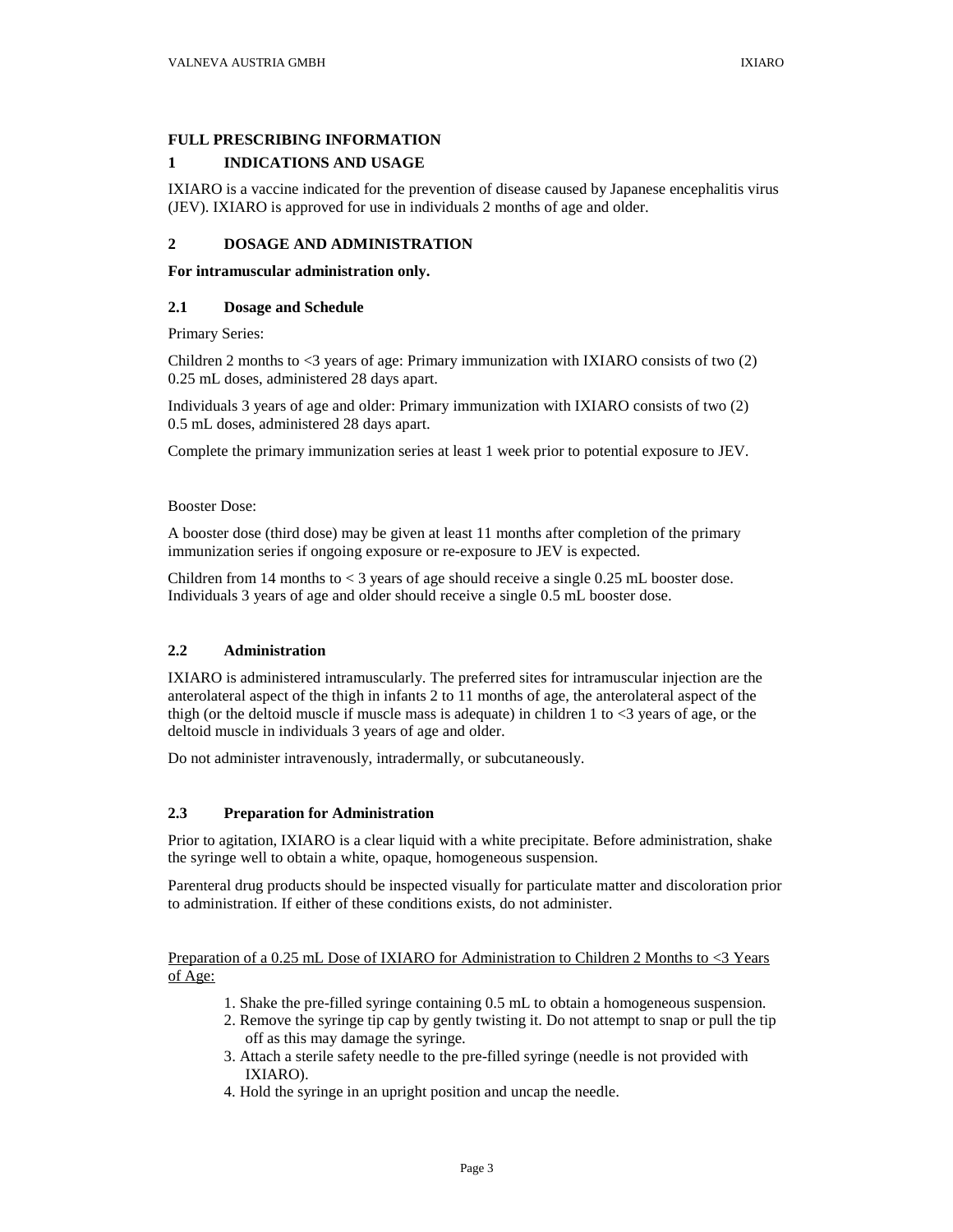# FULL PRESCRIBING INFORMATION

## 1 INDICATIONS AND USAGE

IXIARO is a vaccine indicated for the prevention of disease caused by Japanese encephalitis virus (JEV). IXIARO is approved for use in individuals 2 months of age and older.

## 2 DOSAGE AND ADMINISTRATION

**For intramuscular administration only.**

### 2.1 Dosage and Schedule

Primary Series:

Children 2 months to <3 years of age: Primary immunization with IXIARO consists of two (2) 0.25 mL doses, administered 28 days apart.

Individuals 3 years of age and older: Primary immunization with IXIARO consists of two (2) 0.5 mL doses, administered 28 days apart.

Complete the primary immunization series at least 1 week prior to potential exposure to JEV.

Booster Dose:

A booster dose (third dose) may be given at least 11 months after completion of the primary immunization series if ongoing exposure or re-exposure to JEV is expected.

Children from 14 months to < 3 years of age should receive a single 0.25 mL booster dose. Individuals 3 years of age and older should receive a single 0.5 mL booster dose.

### 2.2 Administration

IXIARO is administered intramuscularly. The preferred sites for intramuscular injection are the anterolateral aspect of the thigh in infants 2 to 11 months of age, the anterolateral aspect of the thigh (or the deltoid muscle if muscle mass is adequate) in children 1 to <3 years of age, or the deltoid muscle in individuals 3 years of age and older.

Do not administer intravenously, intradermally, or subcutaneously.

### 2.3 Preparation for Administration

Prior to agitation, IXIARO is a clear liquid with a white precipitate. Before administration, shake the syringe well to obtain a white, opaque, homogeneous suspension.

Parenteral drug products should be inspected visually for particulate matter and discoloration prior to administration. If either of these conditions exists, do not administer.

Preparation of a 0.25 mL Dose of IXIARO for Administration to Children 2 Months to <3 Years of Age:

1. Shake the pre-filled syringe containing 0.5 mL to obtain a homogeneous suspension.
2. Remove the syringe tip cap by gently twisting it. Do not attempt to snap or pull the tip off as this may damage the syringe.
3. Attach a sterile safety needle to the pre-filled syringe (needle is not provided with IXIARO).
4. Hold the syringe in an upright position and uncap the needle.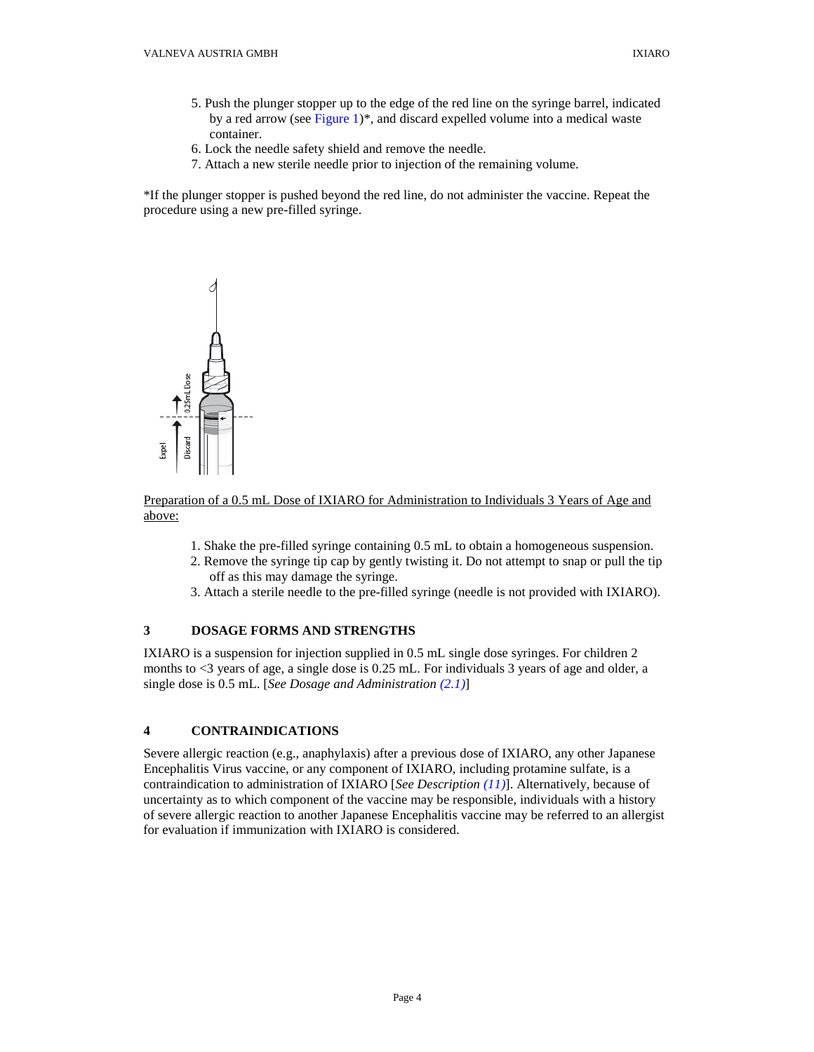5. Push the plunger stopper up to the edge of the red line on the syringe barrel, indicated by a red arrow (see Figure 1)*, and discard expelled volume into a medical waste container.
6. Lock the needle safety shield and remove the needle.
7. Attach a new sterile needle prior to injection of the remaining volume.

*If the plunger stopper is pushed beyond the red line, do not administer the vaccine. Repeat the procedure using a new pre-filled syringe.

Preparation of a 0.5 mL Dose of IXIARO for Administration to Individuals 3 Years of Age and above:

1. Shake the pre-filled syringe containing 0.5 mL to obtain a homogeneous suspension.
2. Remove the syringe tip cap by gently twisting it. Do not attempt to snap or pull the tip off as this may damage the syringe.
3. Attach a sterile needle to the pre-filled syringe (needle is not provided with IXIARO).

## 3 DOSAGE FORMS AND STRENGTHS

IXIARO is a suspension for injection supplied in 0.5 mL single dose syringes. For children 2 months to <3 years of age, a single dose is 0.25 mL. For individuals 3 years of age and older, a single dose is 0.5 mL. [*See Dosage and Administration (2.1)*]

## 4 CONTRAINDICATIONS

Severe allergic reaction (e.g., anaphylaxis) after a previous dose of IXIARO, any other Japanese Encephalitis Virus vaccine, or any component of IXIARO, including protamine sulfate, is a contraindication to administration of IXIARO [*See Description (11)*]. Alternatively, because of uncertainty as to which component of the vaccine may be responsible, individuals with a history of severe allergic reaction to another Japanese Encephalitis vaccine may be referred to an allergist for evaluation if immunization with IXIARO is considered.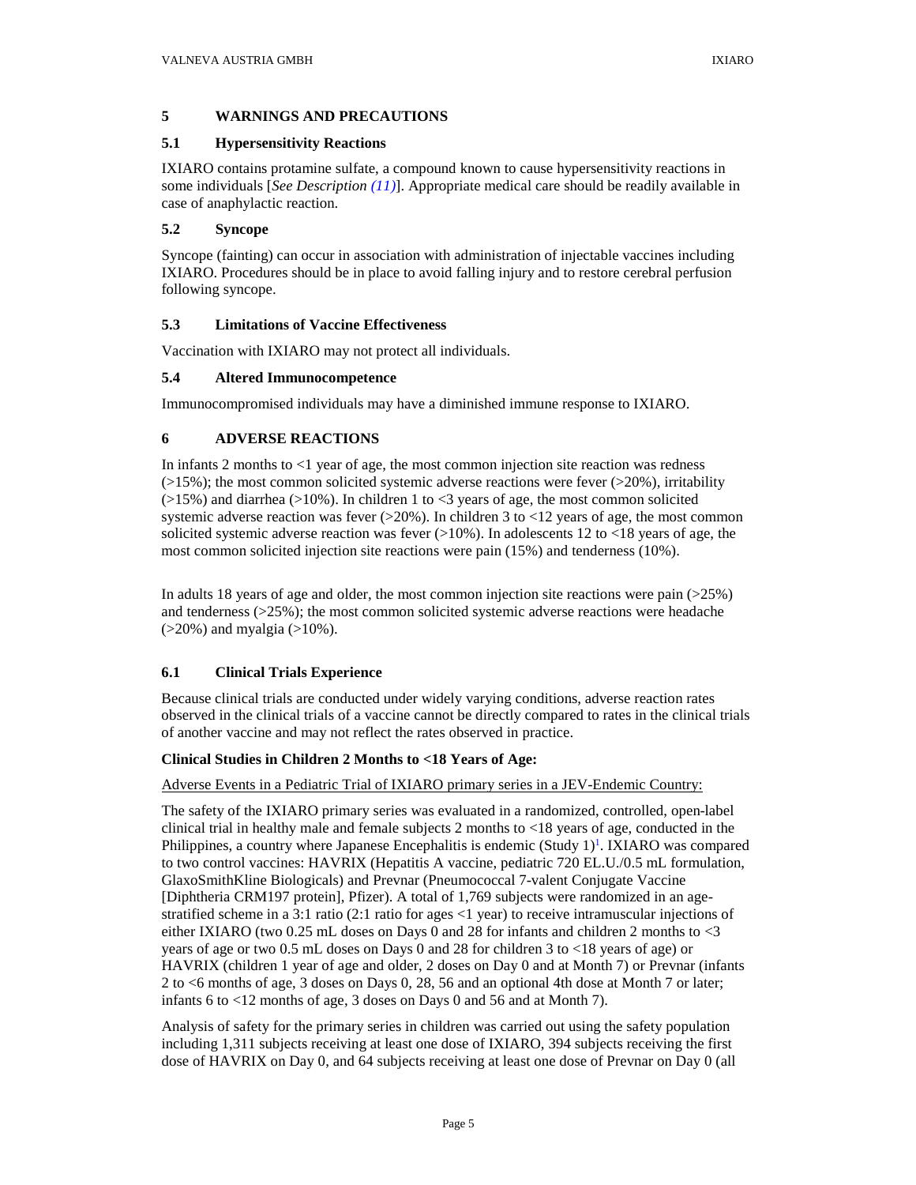## 5 WARNINGS AND PRECAUTIONS

### 5.1 Hypersensitivity Reactions

IXIARO contains protamine sulfate, a compound known to cause hypersensitivity reactions in some individuals [*See Description (11)*]. Appropriate medical care should be readily available in case of anaphylactic reaction.

### 5.2 Syncope

Syncope (fainting) can occur in association with administration of injectable vaccines including IXIARO. Procedures should be in place to avoid falling injury and to restore cerebral perfusion following syncope.

### 5.3 Limitations of Vaccine Effectiveness

Vaccination with IXIARO may not protect all individuals.

### 5.4 Altered Immunocompetence

Immunocompromised individuals may have a diminished immune response to IXIARO.

## 6 ADVERSE REACTIONS

In infants 2 months to <1 year of age, the most common injection site reaction was redness (>15%); the most common solicited systemic adverse reactions were fever (>20%), irritability (>15%) and diarrhea (>10%). In children 1 to <3 years of age, the most common solicited systemic adverse reaction was fever (>20%). In children 3 to <12 years of age, the most common solicited systemic adverse reaction was fever (>10%). In adolescents 12 to <18 years of age, the most common solicited injection site reactions were pain (15%) and tenderness (10%).

In adults 18 years of age and older, the most common injection site reactions were pain (>25%) and tenderness (>25%); the most common solicited systemic adverse reactions were headache (>20%) and myalgia (>10%).

### 6.1 Clinical Trials Experience

Because clinical trials are conducted under widely varying conditions, adverse reaction rates observed in the clinical trials of a vaccine cannot be directly compared to rates in the clinical trials of another vaccine and may not reflect the rates observed in practice.

**Clinical Studies in Children 2 Months to <18 Years of Age:**

Adverse Events in a Pediatric Trial of IXIARO primary series in a JEV-Endemic Country:

The safety of the IXIARO primary series was evaluated in a randomized, controlled, open-label clinical trial in healthy male and female subjects 2 months to <18 years of age, conducted in the Philippines, a country where Japanese Encephalitis is endemic (Study 1)[1]. IXIARO was compared to two control vaccines: HAVRIX (Hepatitis A vaccine, pediatric 720 EL.U./0.5 mL formulation, GlaxoSmithKline Biologicals) and Prevnar (Pneumococcal 7-valent Conjugate Vaccine [Diphtheria CRM197 protein], Pfizer). A total of 1,769 subjects were randomized in an age-stratified scheme in a 3:1 ratio (2:1 ratio for ages <1 year) to receive intramuscular injections of either IXIARO (two 0.25 mL doses on Days 0 and 28 for infants and children 2 months to <3 years of age or two 0.5 mL doses on Days 0 and 28 for children 3 to <18 years of age) or HAVRIX (children 1 year of age and older, 2 doses on Day 0 and at Month 7) or Prevnar (infants 2 to <6 months of age, 3 doses on Days 0, 28, 56 and an optional 4th dose at Month 7 or later; infants 6 to <12 months of age, 3 doses on Days 0 and 56 and at Month 7).

Analysis of safety for the primary series in children was carried out using the safety population including 1,311 subjects receiving at least one dose of IXIARO, 394 subjects receiving the first dose of HAVRIX on Day 0, and 64 subjects receiving at least one dose of Prevnar on Day 0 (all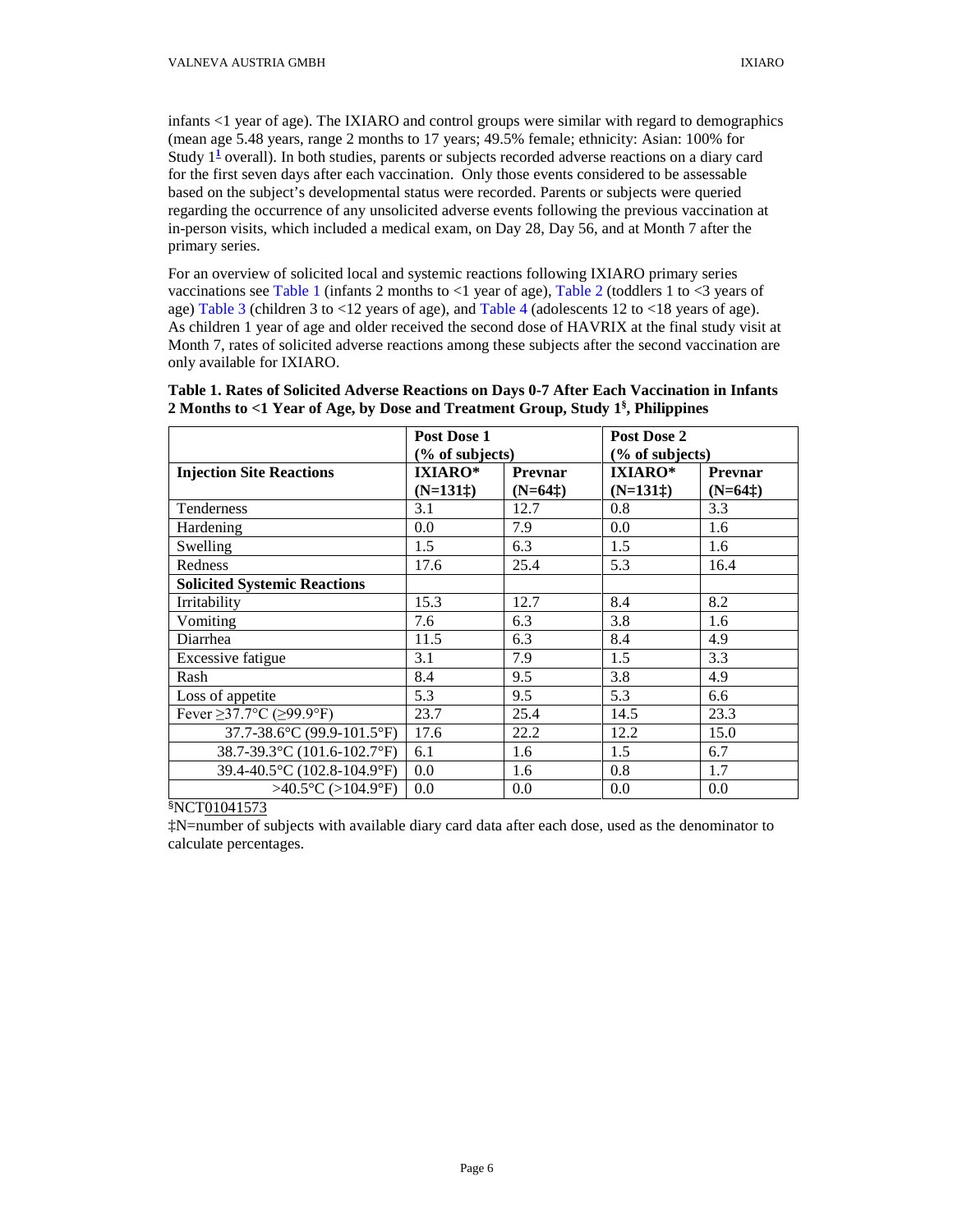infants <1 year of age). The IXIARO and control groups were similar with regard to demographics (mean age 5.48 years, range 2 months to 17 years; 49.5% female; ethnicity: Asian: 100% for Study 1[1] overall). In both studies, parents or subjects recorded adverse reactions on a diary card for the first seven days after each vaccination. Only those events considered to be assessable based on the subject's developmental status were recorded. Parents or subjects were queried regarding the occurrence of any unsolicited adverse events following the previous vaccination at in-person visits, which included a medical exam, on Day 28, Day 56, and at Month 7 after the primary series.

For an overview of solicited local and systemic reactions following IXIARO primary series vaccinations see Table 1 (infants 2 months to <1 year of age), Table 2 (toddlers 1 to <3 years of age) Table 3 (children 3 to <12 years of age), and Table 4 (adolescents 12 to <18 years of age). As children 1 year of age and older received the second dose of HAVRIX at the final study visit at Month 7, rates of solicited adverse reactions among these subjects after the second vaccination are only available for IXIARO.

**Table 1. Rates of Solicited Adverse Reactions on Days 0-7 After Each Vaccination in Infants 2 Months to <1 Year of Age, by Dose and Treatment Group, Study 1§, Philippines**

| | Post Dose 1 (% of subjects) | | Post Dose 2 (% of subjects) | |
|---|---|---|---|---|
| **Injection Site Reactions** | **IXIARO* (N=131‡)** | **Prevnar (N=64‡)** | **IXIARO* (N=131‡)** | **Prevnar (N=64‡)** |
| Tenderness | 3.1 | 12.7 | 0.8 | 3.3 |
| Hardening | 0.0 | 7.9 | 0.0 | 1.6 |
| Swelling | 1.5 | 6.3 | 1.5 | 1.6 |
| Redness | 17.6 | 25.4 | 5.3 | 16.4 |
| **Solicited Systemic Reactions** | | | | |
| Irritability | 15.3 | 12.7 | 8.4 | 8.2 |
| Vomiting | 7.6 | 6.3 | 3.8 | 1.6 |
| Diarrhea | 11.5 | 6.3 | 8.4 | 4.9 |
| Excessive fatigue | 3.1 | 7.9 | 1.5 | 3.3 |
| Rash | 8.4 | 9.5 | 3.8 | 4.9 |
| Loss of appetite | 5.3 | 9.5 | 5.3 | 6.6 |
| Fever ≥37.7°C (≥99.9°F) | 23.7 | 25.4 | 14.5 | 23.3 |
| 37.7-38.6°C (99.9-101.5°F) | 17.6 | 22.2 | 12.2 | 15.0 |
| 38.7-39.3°C (101.6-102.7°F) | 6.1 | 1.6 | 1.5 | 6.7 |
| 39.4-40.5°C (102.8-104.9°F) | 0.0 | 1.6 | 0.8 | 1.7 |
| >40.5°C (>104.9°F) | 0.0 | 0.0 | 0.0 | 0.0 |

§NCT01041573

‡N=number of subjects with available diary card data after each dose, used as the denominator to calculate percentages.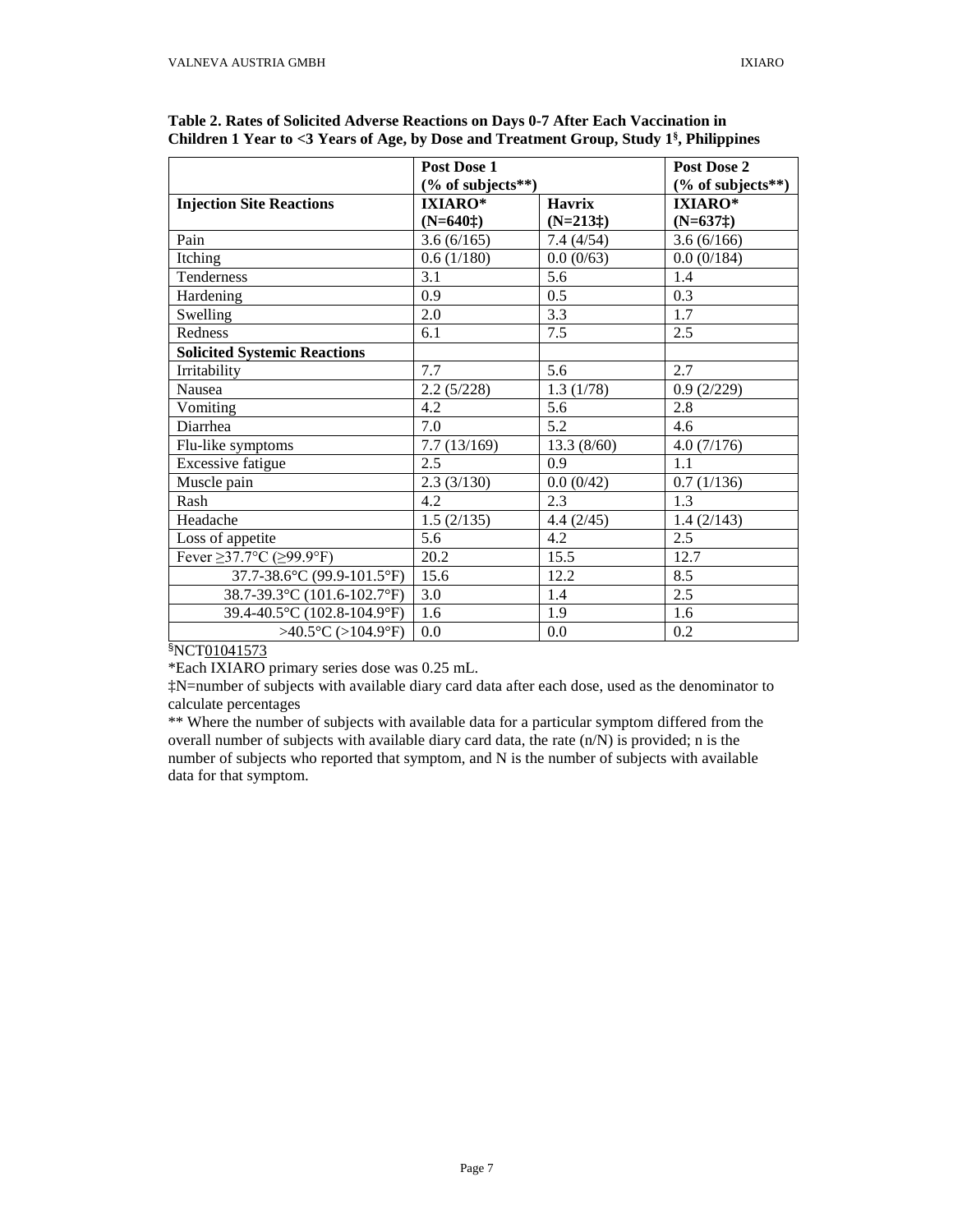**Table 2. Rates of Solicited Adverse Reactions on Days 0-7 After Each Vaccination in Children 1 Year to <3 Years of Age, by Dose and Treatment Group, Study 1[§], Philippines**

| | **Post Dose 1 (% of subjects**)** | | **Post Dose 2 (% of subjects**)** |
|---|---|---|---|
| **Injection Site Reactions** | **IXIARO* (N=640‡)** | **Havrix (N=213‡)** | **IXIARO* (N=637‡)** |
| Pain | 3.6 (6/165) | 7.4 (4/54) | 3.6 (6/166) |
| Itching | 0.6 (1/180) | 0.0 (0/63) | 0.0 (0/184) |
| Tenderness | 3.1 | 5.6 | 1.4 |
| Hardening | 0.9 | 0.5 | 0.3 |
| Swelling | 2.0 | 3.3 | 1.7 |
| Redness | 6.1 | 7.5 | 2.5 |
| **Solicited Systemic Reactions** | | | |
| Irritability | 7.7 | 5.6 | 2.7 |
| Nausea | 2.2 (5/228) | 1.3 (1/78) | 0.9 (2/229) |
| Vomiting | 4.2 | 5.6 | 2.8 |
| Diarrhea | 7.0 | 5.2 | 4.6 |
| Flu-like symptoms | 7.7 (13/169) | 13.3 (8/60) | 4.0 (7/176) |
| Excessive fatigue | 2.5 | 0.9 | 1.1 |
| Muscle pain | 2.3 (3/130) | 0.0 (0/42) | 0.7 (1/136) |
| Rash | 4.2 | 2.3 | 1.3 |
| Headache | 1.5 (2/135) | 4.4 (2/45) | 1.4 (2/143) |
| Loss of appetite | 5.6 | 4.2 | 2.5 |
| Fever ≥37.7°C (≥99.9°F) | 20.2 | 15.5 | 12.7 |
| 37.7-38.6°C (99.9-101.5°F) | 15.6 | 12.2 | 8.5 |
| 38.7-39.3°C (101.6-102.7°F) | 3.0 | 1.4 | 2.5 |
| 39.4-40.5°C (102.8-104.9°F) | 1.6 | 1.9 | 1.6 |
| >40.5°C (>104.9°F) | 0.0 | 0.0 | 0.2 |

[§]NCT01041573

*Each IXIARO primary series dose was 0.25 mL.

‡N=number of subjects with available diary card data after each dose, used as the denominator to calculate percentages

** Where the number of subjects with available data for a particular symptom differed from the overall number of subjects with available diary card data, the rate (n/N) is provided; n is the number of subjects who reported that symptom, and N is the number of subjects with available data for that symptom.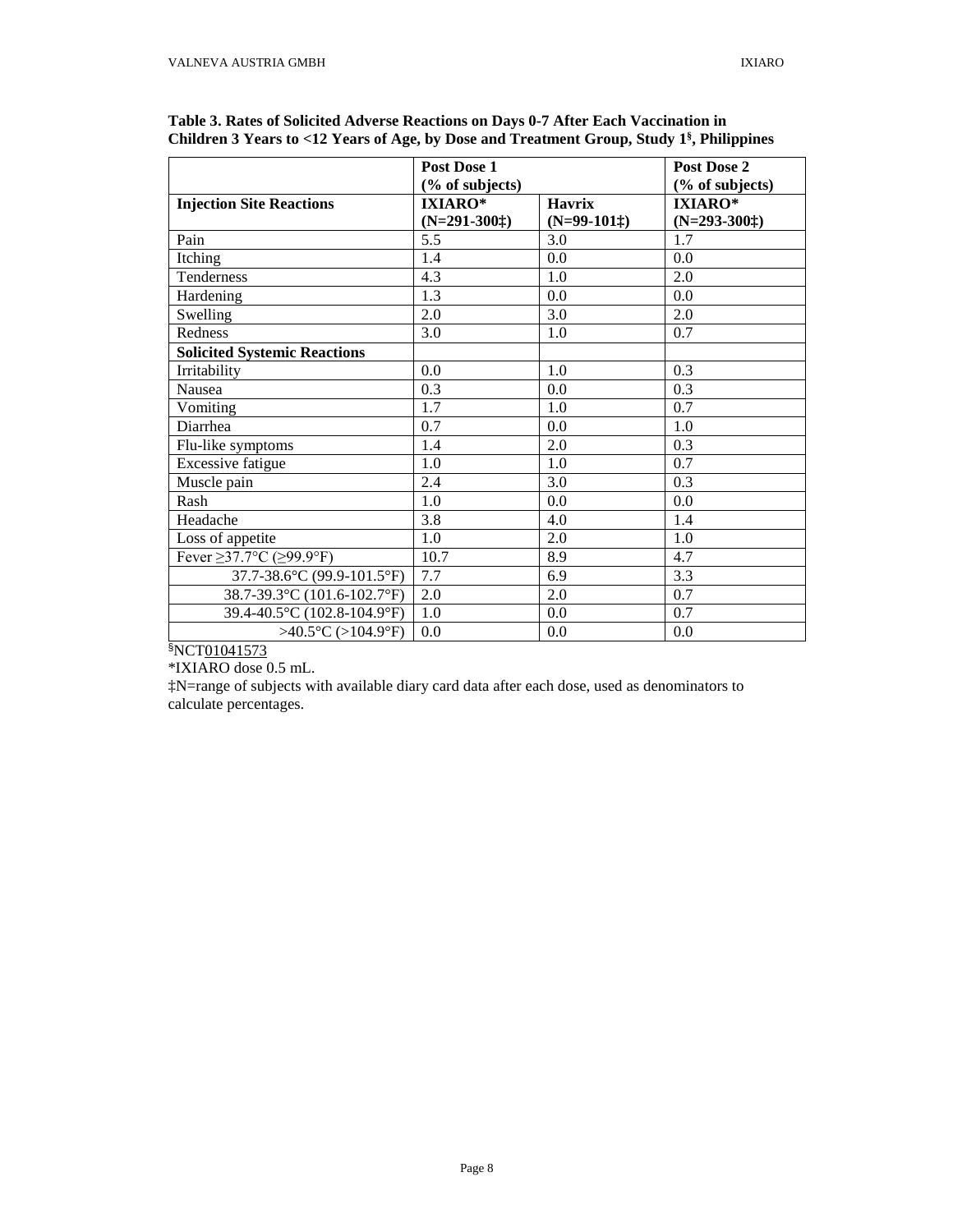**Table 3. Rates of Solicited Adverse Reactions on Days 0-7 After Each Vaccination in Children 3 Years to <12 Years of Age, by Dose and Treatment Group, Study 1§, Philippines**

| | **Post Dose 1 (% of subjects)** | | **Post Dose 2 (% of subjects)** |
|---|---|---|---|
| **Injection Site Reactions** | **IXIARO* (N=291-300‡)** | **Havrix (N=99-101‡)** | **IXIARO* (N=293-300‡)** |
| Pain | 5.5 | 3.0 | 1.7 |
| Itching | 1.4 | 0.0 | 0.0 |
| Tenderness | 4.3 | 1.0 | 2.0 |
| Hardening | 1.3 | 0.0 | 0.0 |
| Swelling | 2.0 | 3.0 | 2.0 |
| Redness | 3.0 | 1.0 | 0.7 |
| **Solicited Systemic Reactions** | | | |
| Irritability | 0.0 | 1.0 | 0.3 |
| Nausea | 0.3 | 0.0 | 0.3 |
| Vomiting | 1.7 | 1.0 | 0.7 |
| Diarrhea | 0.7 | 0.0 | 1.0 |
| Flu-like symptoms | 1.4 | 2.0 | 0.3 |
| Excessive fatigue | 1.0 | 1.0 | 0.7 |
| Muscle pain | 2.4 | 3.0 | 0.3 |
| Rash | 1.0 | 0.0 | 0.0 |
| Headache | 3.8 | 4.0 | 1.4 |
| Loss of appetite | 1.0 | 2.0 | 1.0 |
| Fever ≥37.7°C (≥99.9°F) | 10.7 | 8.9 | 4.7 |
| 37.7-38.6°C (99.9-101.5°F) | 7.7 | 6.9 | 3.3 |
| 38.7-39.3°C (101.6-102.7°F) | 2.0 | 2.0 | 0.7 |
| 39.4-40.5°C (102.8-104.9°F) | 1.0 | 0.0 | 0.7 |
| >40.5°C (>104.9°F) | 0.0 | 0.0 | 0.0 |

§NCT01041573

*IXIARO dose 0.5 mL.

‡N=range of subjects with available diary card data after each dose, used as denominators to calculate percentages.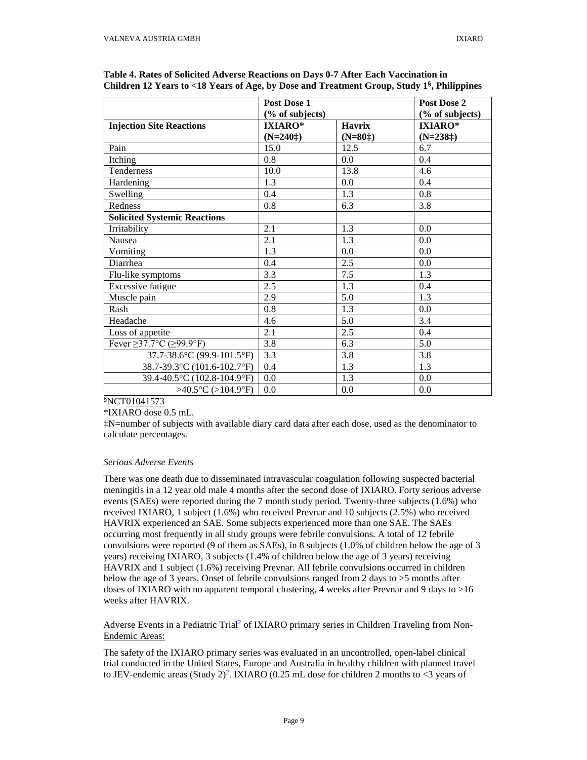**Table 4. Rates of Solicited Adverse Reactions on Days 0-7 After Each Vaccination in Children 12 Years to <18 Years of Age, by Dose and Treatment Group, Study 1[§], Philippines**

| | Post Dose 1 (% of subjects) | | Post Dose 2 (% of subjects) |
|---|---|---|---|
| **Injection Site Reactions** | **IXIARO* (N=240‡)** | **Havrix (N=80‡)** | **IXIARO* (N=238‡)** |
| Pain | 15.0 | 12.5 | 6.7 |
| Itching | 0.8 | 0.0 | 0.4 |
| Tenderness | 10.0 | 13.8 | 4.6 |
| Hardening | 1.3 | 0.0 | 0.4 |
| Swelling | 0.4 | 1.3 | 0.8 |
| Redness | 0.8 | 6.3 | 3.8 |
| **Solicited Systemic Reactions** | | | |
| Irritability | 2.1 | 1.3 | 0.0 |
| Nausea | 2.1 | 1.3 | 0.0 |
| Vomiting | 1.3 | 0.0 | 0.0 |
| Diarrhea | 0.4 | 2.5 | 0.0 |
| Flu-like symptoms | 3.3 | 7.5 | 1.3 |
| Excessive fatigue | 2.5 | 1.3 | 0.4 |
| Muscle pain | 2.9 | 5.0 | 1.3 |
| Rash | 0.8 | 1.3 | 0.0 |
| Headache | 4.6 | 5.0 | 3.4 |
| Loss of appetite | 2.1 | 2.5 | 0.4 |
| Fever ≥37.7°C (≥99.9°F) | 3.8 | 6.3 | 5.0 |
| 37.7-38.6°C (99.9-101.5°F) | 3.3 | 3.8 | 3.8 |
| 38.7-39.3°C (101.6-102.7°F) | 0.4 | 1.3 | 1.3 |
| 39.4-40.5°C (102.8-104.9°F) | 0.0 | 1.3 | 0.0 |
| >40.5°C (>104.9°F) | 0.0 | 0.0 | 0.0 |

§NCT01041573

*IXIARO dose 0.5 mL.

‡N=number of subjects with available diary card data after each dose, used as the denominator to calculate percentages.

*Serious Adverse Events*

There was one death due to disseminated intravascular coagulation following suspected bacterial meningitis in a 12 year old male 4 months after the second dose of IXIARO. Forty serious adverse events (SAEs) were reported during the 7 month study period. Twenty-three subjects (1.6%) who received IXIARO, 1 subject (1.6%) who received Prevnar and 10 subjects (2.5%) who received HAVRIX experienced an SAE. Some subjects experienced more than one SAE. The SAEs occurring most frequently in all study groups were febrile convulsions. A total of 12 febrile convulsions were reported (9 of them as SAEs), in 8 subjects (1.0% of children below the age of 3 years) receiving IXIARO, 3 subjects (1.4% of children below the age of 3 years) receiving HAVRIX and 1 subject (1.6%) receiving Prevnar. All febrile convulsions occurred in children below the age of 3 years. Onset of febrile convulsions ranged from 2 days to >5 months after doses of IXIARO with no apparent temporal clustering, 4 weeks after Prevnar and 9 days to >16 weeks after HAVRIX.

Adverse Events in a Pediatric Trial[2] of IXIARO primary series in Children Traveling from Non-Endemic Areas:

The safety of the IXIARO primary series was evaluated in an uncontrolled, open-label clinical trial conducted in the United States, Europe and Australia in healthy children with planned travel to JEV-endemic areas (Study 2)[2]. IXIARO (0.25 mL dose for children 2 months to <3 years of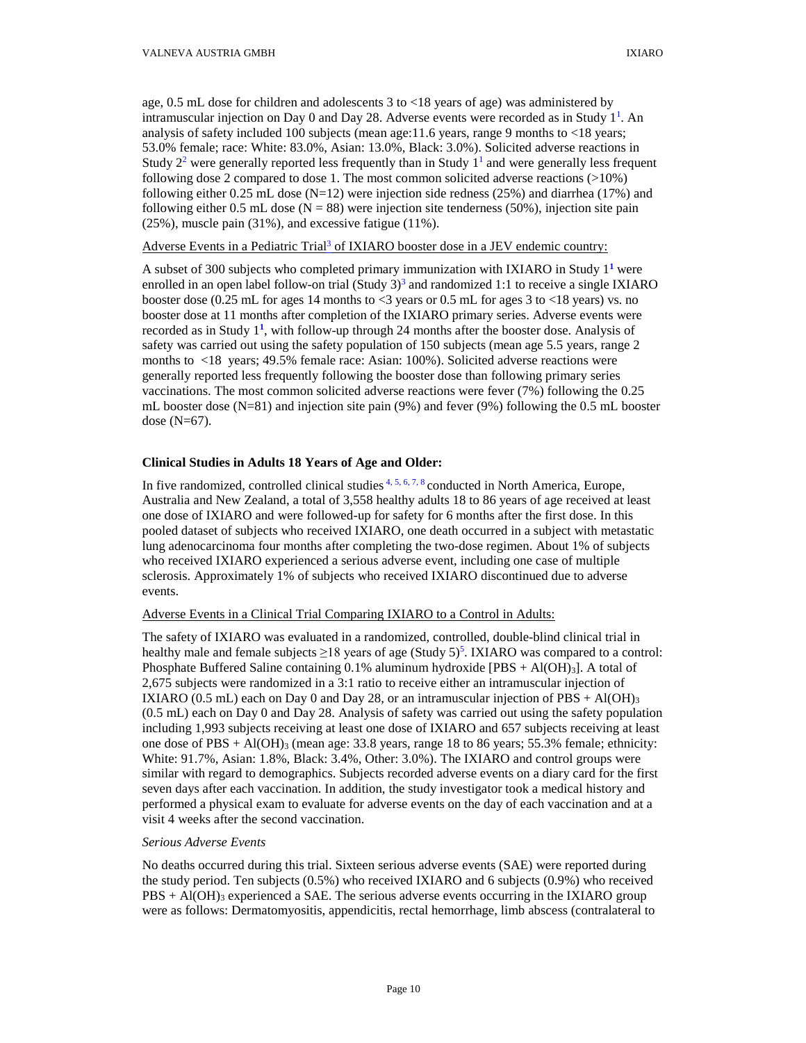age, 0.5 mL dose for children and adolescents 3 to <18 years of age) was administered by intramuscular injection on Day 0 and Day 28. Adverse events were recorded as in Study 1[1]. An analysis of safety included 100 subjects (mean age:11.6 years, range 9 months to <18 years; 53.0% female; race: White: 83.0%, Asian: 13.0%, Black: 3.0%). Solicited adverse reactions in Study 2[2] were generally reported less frequently than in Study 1[1] and were generally less frequent following dose 2 compared to dose 1. The most common solicited adverse reactions (>10%) following either 0.25 mL dose (N=12) were injection side redness (25%) and diarrhea (17%) and following either 0.5 mL dose (N = 88) were injection site tenderness (50%), injection site pain (25%), muscle pain (31%), and excessive fatigue (11%).

Adverse Events in a Pediatric Trial[3] of IXIARO booster dose in a JEV endemic country:

A subset of 300 subjects who completed primary immunization with IXIARO in Study 1[1] were enrolled in an open label follow-on trial (Study 3)[3] and randomized 1:1 to receive a single IXIARO booster dose (0.25 mL for ages 14 months to <3 years or 0.5 mL for ages 3 to <18 years) vs. no booster dose at 11 months after completion of the IXIARO primary series. Adverse events were recorded as in Study 1[1], with follow-up through 24 months after the booster dose. Analysis of safety was carried out using the safety population of 150 subjects (mean age 5.5 years, range 2 months to <18 years; 49.5% female race: Asian: 100%). Solicited adverse reactions were generally reported less frequently following the booster dose than following primary series vaccinations. The most common solicited adverse reactions were fever (7%) following the 0.25 mL booster dose (N=81) and injection site pain (9%) and fever (9%) following the 0.5 mL booster dose (N=67).

**Clinical Studies in Adults 18 Years of Age and Older:**

In five randomized, controlled clinical studies [4, 5, 6, 7, 8] conducted in North America, Europe, Australia and New Zealand, a total of 3,558 healthy adults 18 to 86 years of age received at least one dose of IXIARO and were followed-up for safety for 6 months after the first dose. In this pooled dataset of subjects who received IXIARO, one death occurred in a subject with metastatic lung adenocarcinoma four months after completing the two-dose regimen. About 1% of subjects who received IXIARO experienced a serious adverse event, including one case of multiple sclerosis. Approximately 1% of subjects who received IXIARO discontinued due to adverse events.

Adverse Events in a Clinical Trial Comparing IXIARO to a Control in Adults:

The safety of IXIARO was evaluated in a randomized, controlled, double-blind clinical trial in healthy male and female subjects ≥18 years of age (Study 5)[5]. IXIARO was compared to a control: Phosphate Buffered Saline containing 0.1% aluminum hydroxide [PBS + $Al(OH)_3$]. A total of 2,675 subjects were randomized in a 3:1 ratio to receive either an intramuscular injection of IXIARO (0.5 mL) each on Day 0 and Day 28, or an intramuscular injection of PBS + $Al(OH)_3$ (0.5 mL) each on Day 0 and Day 28. Analysis of safety was carried out using the safety population including 1,993 subjects receiving at least one dose of IXIARO and 657 subjects receiving at least one dose of PBS + $Al(OH)_3$ (mean age: 33.8 years, range 18 to 86 years; 55.3% female; ethnicity: White: 91.7%, Asian: 1.8%, Black: 3.4%, Other: 3.0%). The IXIARO and control groups were similar with regard to demographics. Subjects recorded adverse events on a diary card for the first seven days after each vaccination. In addition, the study investigator took a medical history and performed a physical exam to evaluate for adverse events on the day of each vaccination and at a visit 4 weeks after the second vaccination.

*Serious Adverse Events*

No deaths occurred during this trial. Sixteen serious adverse events (SAE) were reported during the study period. Ten subjects (0.5%) who received IXIARO and 6 subjects (0.9%) who received PBS + $Al(OH)_3$ experienced a SAE. The serious adverse events occurring in the IXIARO group were as follows: Dermatomyositis, appendicitis, rectal hemorrhage, limb abscess (contralateral to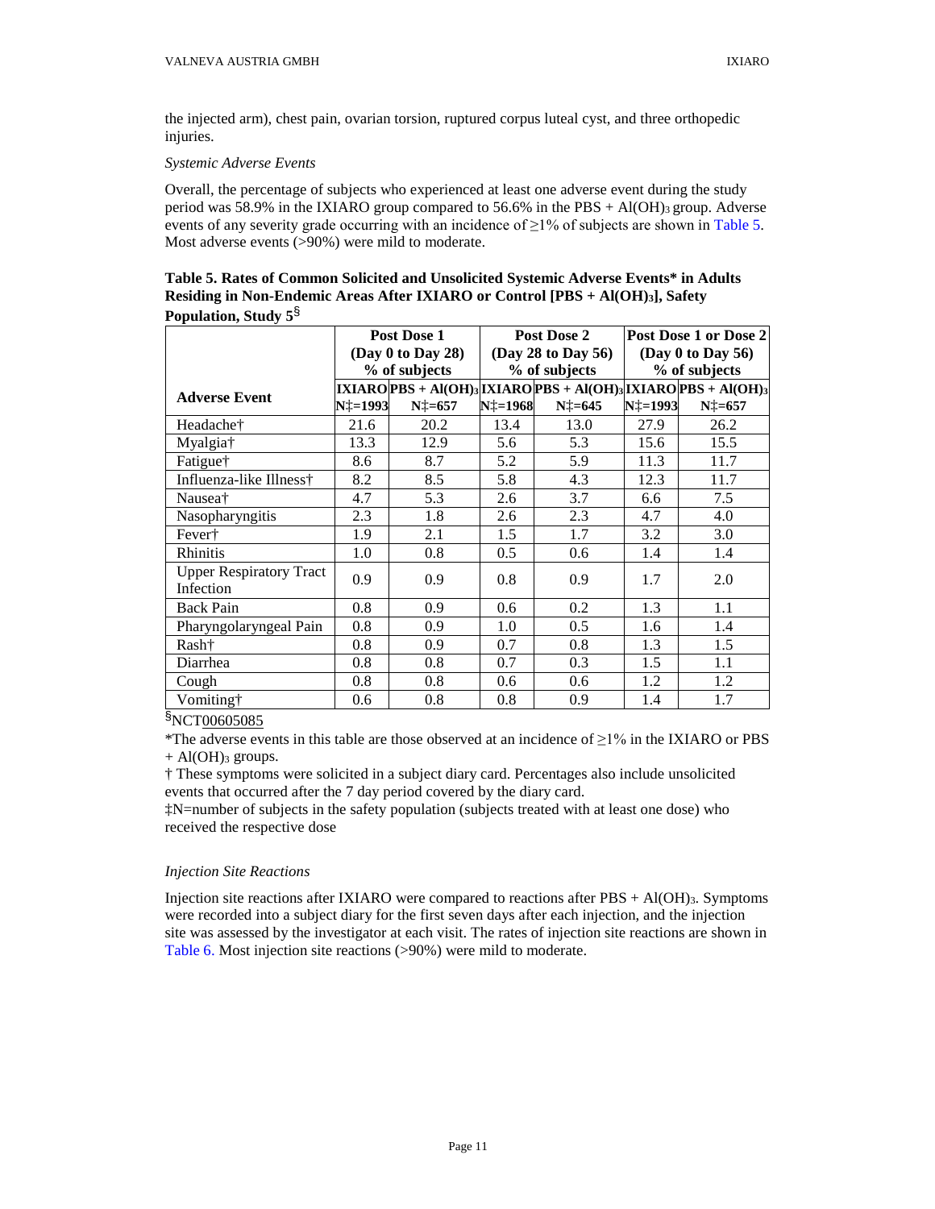the injected arm), chest pain, ovarian torsion, ruptured corpus luteal cyst, and three orthopedic injuries.

*Systemic Adverse Events*

Overall, the percentage of subjects who experienced at least one adverse event during the study period was 58.9% in the IXIARO group compared to 56.6% in the PBS + $Al(OH)_3$ group. Adverse events of any severity grade occurring with an incidence of ≥1% of subjects are shown in Table 5. Most adverse events (>90%) were mild to moderate.

**Table 5. Rates of Common Solicited and Unsolicited Systemic Adverse Events* in Adults Residing in Non-Endemic Areas After IXIARO or Control [PBS + $Al(OH)_3$], Safety Population, Study 5§**

| Adverse Event | Post Dose 1 (Day 0 to Day 28) % of subjects | | Post Dose 2 (Day 28 to Day 56) % of subjects | | Post Dose 1 or Dose 2 (Day 0 to Day 56) % of subjects | |
|---|---|---|---|---|---|---|
| | IXIARO N‡=1993 | PBS + $Al(OH)_3$ N‡=657 | IXIARO N‡=1968 | PBS + $Al(OH)_3$ N‡=645 | IXIARO N‡=1993 | PBS + $Al(OH)_3$ N‡=657 |
| Headache† | 21.6 | 20.2 | 13.4 | 13.0 | 27.9 | 26.2 |
| Myalgia† | 13.3 | 12.9 | 5.6 | 5.3 | 15.6 | 15.5 |
| Fatigue† | 8.6 | 8.7 | 5.2 | 5.9 | 11.3 | 11.7 |
| Influenza-like Illness† | 8.2 | 8.5 | 5.8 | 4.3 | 12.3 | 11.7 |
| Nausea† | 4.7 | 5.3 | 2.6 | 3.7 | 6.6 | 7.5 |
| Nasopharyngitis | 2.3 | 1.8 | 2.6 | 2.3 | 4.7 | 4.0 |
| Fever† | 1.9 | 2.1 | 1.5 | 1.7 | 3.2 | 3.0 |
| Rhinitis | 1.0 | 0.8 | 0.5 | 0.6 | 1.4 | 1.4 |
| Upper Respiratory Tract Infection | 0.9 | 0.9 | 0.8 | 0.9 | 1.7 | 2.0 |
| Back Pain | 0.8 | 0.9 | 0.6 | 0.2 | 1.3 | 1.1 |
| Pharyngolaryngeal Pain | 0.8 | 0.9 | 1.0 | 0.5 | 1.6 | 1.4 |
| Rash† | 0.8 | 0.9 | 0.7 | 0.8 | 1.3 | 1.5 |
| Diarrhea | 0.8 | 0.8 | 0.7 | 0.3 | 1.5 | 1.1 |
| Cough | 0.8 | 0.8 | 0.6 | 0.6 | 1.2 | 1.2 |
| Vomiting† | 0.6 | 0.8 | 0.8 | 0.9 | 1.4 | 1.7 |

§NCT00605085

*The adverse events in this table are those observed at an incidence of ≥1% in the IXIARO or PBS + $Al(OH)_3$ groups.

† These symptoms were solicited in a subject diary card. Percentages also include unsolicited events that occurred after the 7 day period covered by the diary card.

‡N=number of subjects in the safety population (subjects treated with at least one dose) who received the respective dose

*Injection Site Reactions*

Injection site reactions after IXIARO were compared to reactions after PBS + $Al(OH)_3$. Symptoms were recorded into a subject diary for the first seven days after each injection, and the injection site was assessed by the investigator at each visit. The rates of injection site reactions are shown in Table 6. Most injection site reactions (>90%) were mild to moderate.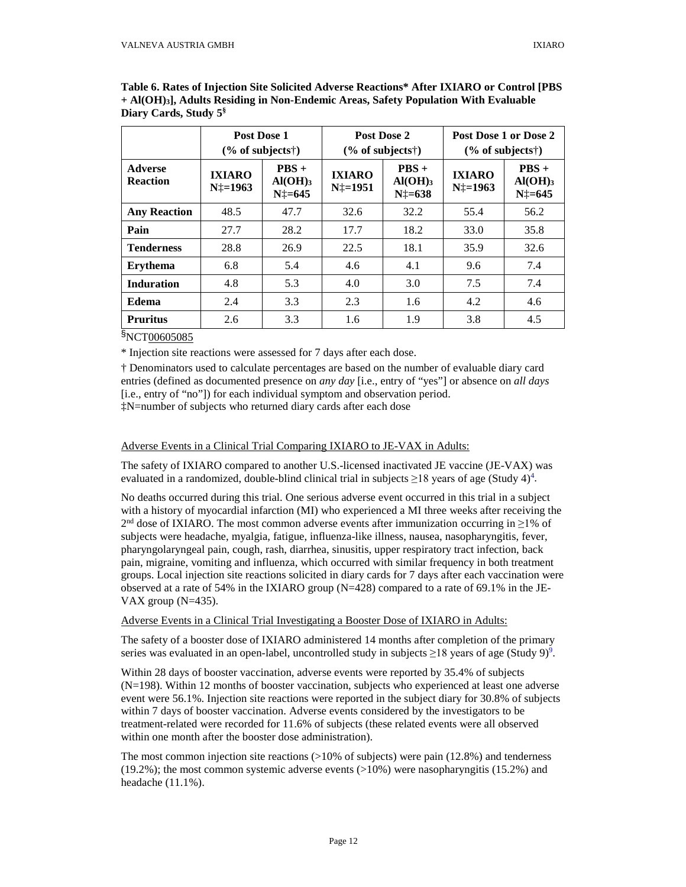**Table 6. Rates of Injection Site Solicited Adverse Reactions* After IXIARO or Control [PBS + $Al(OH)_3$], Adults Residing in Non-Endemic Areas, Safety Population With Evaluable Diary Cards, Study 5§**

| | Post Dose 1 (% of subjects†) | | Post Dose 2 (% of subjects†) | | Post Dose 1 or Dose 2 (% of subjects†) | |
|---|---|---|---|---|---|---|
| **Adverse Reaction** | **IXIARO N‡=1963** | **PBS + $Al(OH)_3$ N‡=645** | **IXIARO N‡=1951** | **PBS + $Al(OH)_3$ N‡=638** | **IXIARO N‡=1963** | **PBS + $Al(OH)_3$ N‡=645** |
| **Any Reaction** | 48.5 | 47.7 | 32.6 | 32.2 | 55.4 | 56.2 |
| **Pain** | 27.7 | 28.2 | 17.7 | 18.2 | 33.0 | 35.8 |
| **Tenderness** | 28.8 | 26.9 | 22.5 | 18.1 | 35.9 | 32.6 |
| **Erythema** | 6.8 | 5.4 | 4.6 | 4.1 | 9.6 | 7.4 |
| **Induration** | 4.8 | 5.3 | 4.0 | 3.0 | 7.5 | 7.4 |
| **Edema** | 2.4 | 3.3 | 2.3 | 1.6 | 4.2 | 4.6 |
| **Pruritus** | 2.6 | 3.3 | 1.6 | 1.9 | 3.8 | 4.5 |

§NCT00605085

* Injection site reactions were assessed for 7 days after each dose.

† Denominators used to calculate percentages are based on the number of evaluable diary card entries (defined as documented presence on *any day* [i.e., entry of "yes"] or absence on *all days* [i.e., entry of "no"]) for each individual symptom and observation period.

‡N=number of subjects who returned diary cards after each dose

Adverse Events in a Clinical Trial Comparing IXIARO to JE-VAX in Adults:

The safety of IXIARO compared to another U.S.-licensed inactivated JE vaccine (JE-VAX) was evaluated in a randomized, double-blind clinical trial in subjects ≥18 years of age (Study 4)[4].

No deaths occurred during this trial. One serious adverse event occurred in this trial in a subject with a history of myocardial infarction (MI) who experienced a MI three weeks after receiving the 2nd dose of IXIARO. The most common adverse events after immunization occurring in ≥1% of subjects were headache, myalgia, fatigue, influenza-like illness, nausea, nasopharyngitis, fever, pharyngolaryngeal pain, cough, rash, diarrhea, sinusitis, upper respiratory tract infection, back pain, migraine, vomiting and influenza, which occurred with similar frequency in both treatment groups. Local injection site reactions solicited in diary cards for 7 days after each vaccination were observed at a rate of 54% in the IXIARO group (N=428) compared to a rate of 69.1% in the JE-VAX group (N=435).

Adverse Events in a Clinical Trial Investigating a Booster Dose of IXIARO in Adults:

The safety of a booster dose of IXIARO administered 14 months after completion of the primary series was evaluated in an open-label, uncontrolled study in subjects ≥18 years of age (Study 9)[9].

Within 28 days of booster vaccination, adverse events were reported by 35.4% of subjects (N=198). Within 12 months of booster vaccination, subjects who experienced at least one adverse event were 56.1%. Injection site reactions were reported in the subject diary for 30.8% of subjects within 7 days of booster vaccination. Adverse events considered by the investigators to be treatment-related were recorded for 11.6% of subjects (these related events were all observed within one month after the booster dose administration).

The most common injection site reactions (>10% of subjects) were pain (12.8%) and tenderness (19.2%); the most common systemic adverse events (>10%) were nasopharyngitis (15.2%) and headache (11.1%).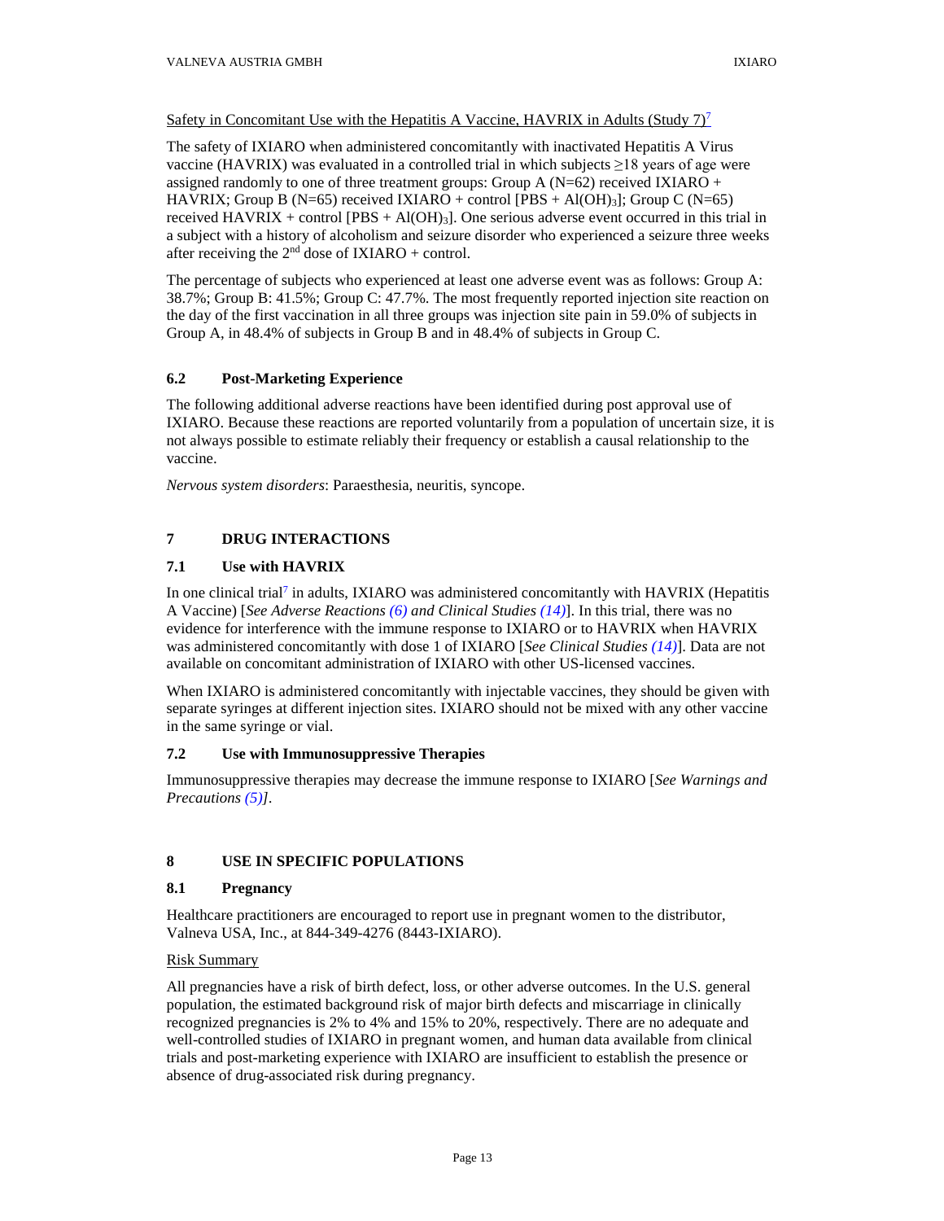Safety in Concomitant Use with the Hepatitis A Vaccine, HAVRIX in Adults (Study 7)[7]

The safety of IXIARO when administered concomitantly with inactivated Hepatitis A Virus vaccine (HAVRIX) was evaluated in a controlled trial in which subjects ≥18 years of age were assigned randomly to one of three treatment groups: Group A (N=62) received IXIARO + HAVRIX; Group B (N=65) received IXIARO + control [PBS + $Al(OH)_3$]; Group C (N=65) received HAVRIX + control [PBS + $Al(OH)_3$]. One serious adverse event occurred in this trial in a subject with a history of alcoholism and seizure disorder who experienced a seizure three weeks after receiving the 2nd dose of IXIARO + control.

The percentage of subjects who experienced at least one adverse event was as follows: Group A: 38.7%; Group B: 41.5%; Group C: 47.7%. The most frequently reported injection site reaction on the day of the first vaccination in all three groups was injection site pain in 59.0% of subjects in Group A, in 48.4% of subjects in Group B and in 48.4% of subjects in Group C.

### 6.2 Post-Marketing Experience

The following additional adverse reactions have been identified during post approval use of IXIARO. Because these reactions are reported voluntarily from a population of uncertain size, it is not always possible to estimate reliably their frequency or establish a causal relationship to the vaccine.

*Nervous system disorders*: Paraesthesia, neuritis, syncope.

## 7 DRUG INTERACTIONS

### 7.1 Use with HAVRIX

In one clinical trial[7] in adults, IXIARO was administered concomitantly with HAVRIX (Hepatitis A Vaccine) [*See Adverse Reactions (6) and Clinical Studies (14)*]. In this trial, there was no evidence for interference with the immune response to IXIARO or to HAVRIX when HAVRIX was administered concomitantly with dose 1 of IXIARO [*See Clinical Studies (14)*]. Data are not available on concomitant administration of IXIARO with other US-licensed vaccines.

When IXIARO is administered concomitantly with injectable vaccines, they should be given with separate syringes at different injection sites. IXIARO should not be mixed with any other vaccine in the same syringe or vial.

### 7.2 Use with Immunosuppressive Therapies

Immunosuppressive therapies may decrease the immune response to IXIARO [*See Warnings and Precautions (5)]*.

## 8 USE IN SPECIFIC POPULATIONS

### 8.1 Pregnancy

Healthcare practitioners are encouraged to report use in pregnant women to the distributor, Valneva USA, Inc., at 844-349-4276 (8443-IXIARO).

Risk Summary

All pregnancies have a risk of birth defect, loss, or other adverse outcomes. In the U.S. general population, the estimated background risk of major birth defects and miscarriage in clinically recognized pregnancies is 2% to 4% and 15% to 20%, respectively. There are no adequate and well-controlled studies of IXIARO in pregnant women, and human data available from clinical trials and post-marketing experience with IXIARO are insufficient to establish the presence or absence of drug-associated risk during pregnancy.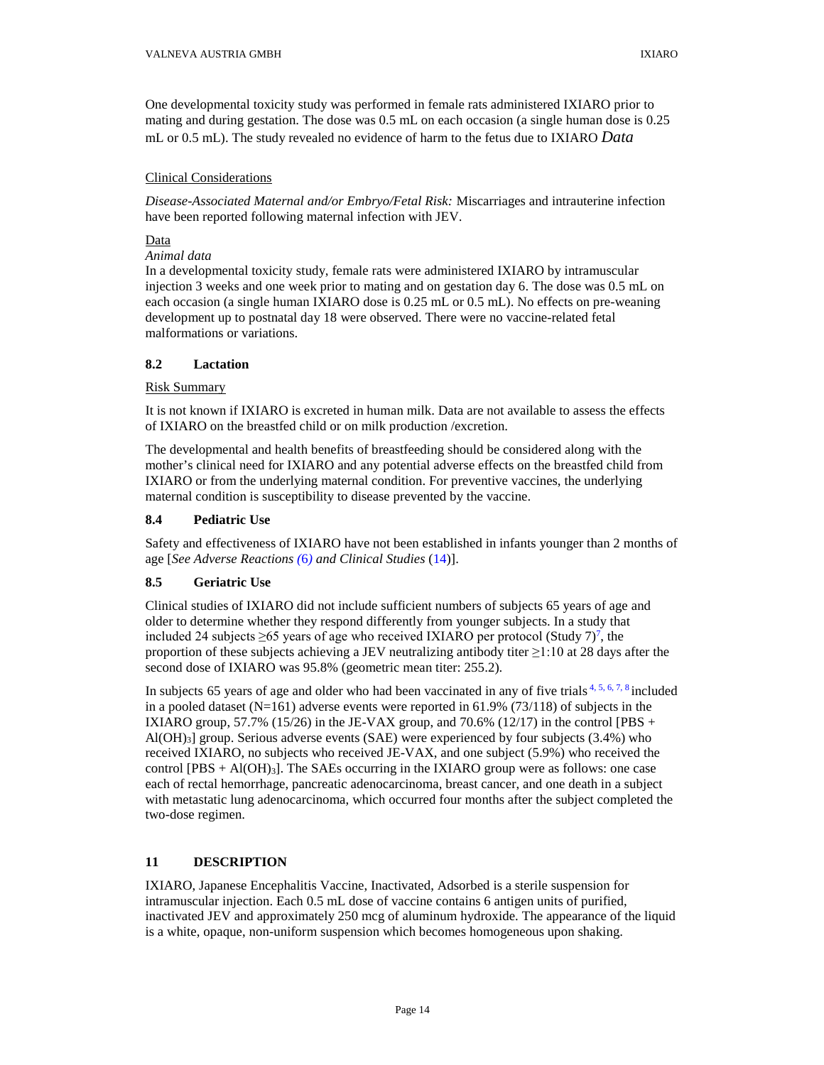One developmental toxicity study was performed in female rats administered IXIARO prior to mating and during gestation. The dose was 0.5 mL on each occasion (a single human dose is 0.25 mL or 0.5 mL). The study revealed no evidence of harm to the fetus due to IXIARO *Data*

Clinical Considerations

*Disease-Associated Maternal and/or Embryo/Fetal Risk:* Miscarriages and intrauterine infection have been reported following maternal infection with JEV.

Data

*Animal data*

In a developmental toxicity study, female rats were administered IXIARO by intramuscular injection 3 weeks and one week prior to mating and on gestation day 6. The dose was 0.5 mL on each occasion (a single human IXIARO dose is 0.25 mL or 0.5 mL). No effects on pre-weaning development up to postnatal day 18 were observed. There were no vaccine-related fetal malformations or variations.

### 8.2 Lactation

Risk Summary

It is not known if IXIARO is excreted in human milk. Data are not available to assess the effects of IXIARO on the breastfed child or on milk production /excretion.

The developmental and health benefits of breastfeeding should be considered along with the mother's clinical need for IXIARO and any potential adverse effects on the breastfed child from IXIARO or from the underlying maternal condition. For preventive vaccines, the underlying maternal condition is susceptibility to disease prevented by the vaccine.

### 8.4 Pediatric Use

Safety and effectiveness of IXIARO have not been established in infants younger than 2 months of age [*See Adverse Reactions (6) and Clinical Studies* (14)].

### 8.5 Geriatric Use

Clinical studies of IXIARO did not include sufficient numbers of subjects 65 years of age and older to determine whether they respond differently from younger subjects. In a study that included 24 subjects ≥65 years of age who received IXIARO per protocol (Study 7)[7], the proportion of these subjects achieving a JEV neutralizing antibody titer ≥1:10 at 28 days after the second dose of IXIARO was 95.8% (geometric mean titer: 255.2).

In subjects 65 years of age and older who had been vaccinated in any of five trials [4, 5, 6, 7, 8] included in a pooled dataset (N=161) adverse events were reported in 61.9% (73/118) of subjects in the IXIARO group, 57.7% (15/26) in the JE-VAX group, and 70.6% (12/17) in the control [PBS + $Al(OH)_3$] group. Serious adverse events (SAE) were experienced by four subjects (3.4%) who received IXIARO, no subjects who received JE-VAX, and one subject (5.9%) who received the control [PBS + $Al(OH)_3$]. The SAEs occurring in the IXIARO group were as follows: one case each of rectal hemorrhage, pancreatic adenocarcinoma, breast cancer, and one death in a subject with metastatic lung adenocarcinoma, which occurred four months after the subject completed the two-dose regimen.

## 11 DESCRIPTION

IXIARO, Japanese Encephalitis Vaccine, Inactivated, Adsorbed is a sterile suspension for intramuscular injection. Each 0.5 mL dose of vaccine contains 6 antigen units of purified, inactivated JEV and approximately 250 mcg of aluminum hydroxide. The appearance of the liquid is a white, opaque, non-uniform suspension which becomes homogeneous upon shaking.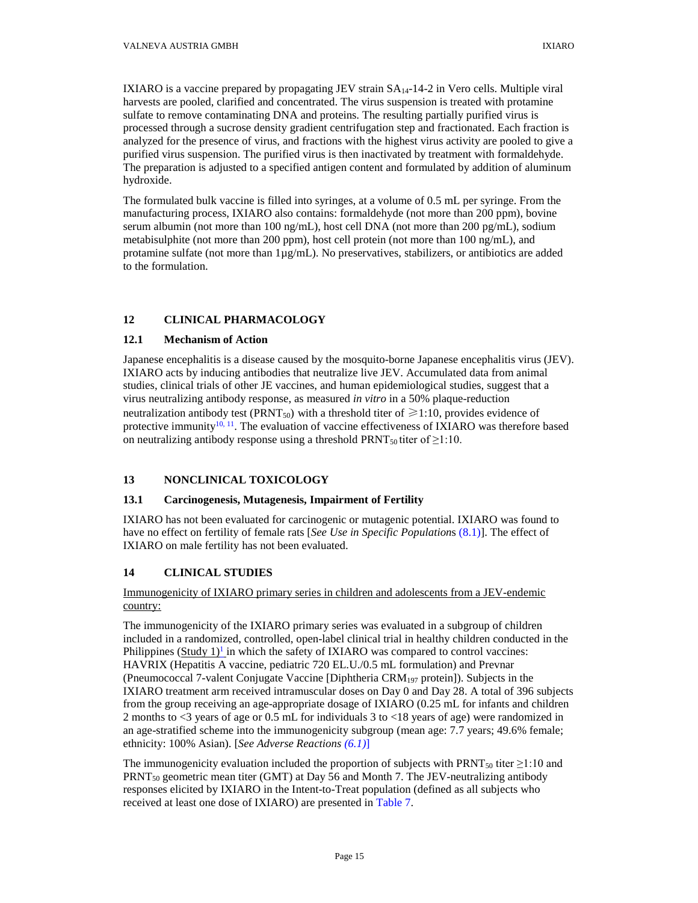IXIARO is a vaccine prepared by propagating JEV strain $SA_{14}$-14-2 in Vero cells. Multiple viral harvests are pooled, clarified and concentrated. The virus suspension is treated with protamine sulfate to remove contaminating DNA and proteins. The resulting partially purified virus is processed through a sucrose density gradient centrifugation step and fractionated. Each fraction is analyzed for the presence of virus, and fractions with the highest virus activity are pooled to give a purified virus suspension. The purified virus is then inactivated by treatment with formaldehyde. The preparation is adjusted to a specified antigen content and formulated by addition of aluminum hydroxide.

The formulated bulk vaccine is filled into syringes, at a volume of 0.5 mL per syringe. From the manufacturing process, IXIARO also contains: formaldehyde (not more than 200 ppm), bovine serum albumin (not more than 100 ng/mL), host cell DNA (not more than 200 pg/mL), sodium metabisulphite (not more than 200 ppm), host cell protein (not more than 100 ng/mL), and protamine sulfate (not more than 1µg/mL). No preservatives, stabilizers, or antibiotics are added to the formulation.

## 12 CLINICAL PHARMACOLOGY

### 12.1 Mechanism of Action

Japanese encephalitis is a disease caused by the mosquito-borne Japanese encephalitis virus (JEV). IXIARO acts by inducing antibodies that neutralize live JEV. Accumulated data from animal studies, clinical trials of other JE vaccines, and human epidemiological studies, suggest that a virus neutralizing antibody response, as measured *in vitro* in a 50% plaque-reduction neutralization antibody test ($PRNT_{50}$) with a threshold titer of $\geq$1:10, provides evidence of protective immunity[10, 11]. The evaluation of vaccine effectiveness of IXIARO was therefore based on neutralizing antibody response using a threshold $PRNT_{50}$ titer of $\geq$1:10.

## 13 NONCLINICAL TOXICOLOGY

### 13.1 Carcinogenesis, Mutagenesis, Impairment of Fertility

IXIARO has not been evaluated for carcinogenic or mutagenic potential. IXIARO was found to have no effect on fertility of female rats [*See Use in Specific Populations* (8.1)]. The effect of IXIARO on male fertility has not been evaluated.

## 14 CLINICAL STUDIES

Immunogenicity of IXIARO primary series in children and adolescents from a JEV-endemic country:

The immunogenicity of the IXIARO primary series was evaluated in a subgroup of children included in a randomized, controlled, open-label clinical trial in healthy children conducted in the Philippines (Study 1)[1] in which the safety of IXIARO was compared to control vaccines: HAVRIX (Hepatitis A vaccine, pediatric 720 EL.U./0.5 mL formulation) and Prevnar (Pneumococcal 7-valent Conjugate Vaccine [Diphtheria $CRM_{197}$ protein]). Subjects in the IXIARO treatment arm received intramuscular doses on Day 0 and Day 28. A total of 396 subjects from the group receiving an age-appropriate dosage of IXIARO (0.25 mL for infants and children 2 months to <3 years of age or 0.5 mL for individuals 3 to <18 years of age) were randomized in an age-stratified scheme into the immunogenicity subgroup (mean age: 7.7 years; 49.6% female; ethnicity: 100% Asian). [*See Adverse Reactions (6.1)*]

The immunogenicity evaluation included the proportion of subjects with $PRNT_{50}$ titer $\geq$1:10 and $PRNT_{50}$ geometric mean titer (GMT) at Day 56 and Month 7. The JEV-neutralizing antibody responses elicited by IXIARO in the Intent-to-Treat population (defined as all subjects who received at least one dose of IXIARO) are presented in Table 7.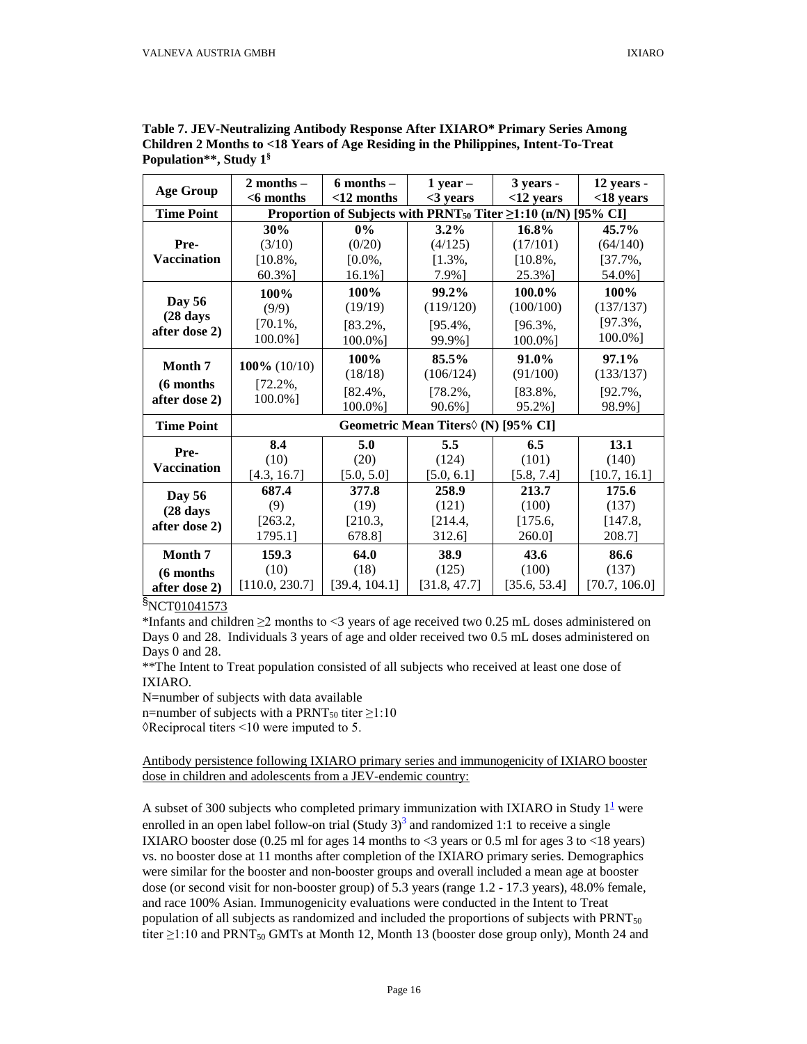**Table 7. JEV-Neutralizing Antibody Response After IXIARO* Primary Series Among Children 2 Months to <18 Years of Age Residing in the Philippines, Intent-To-Treat Population**, Study 1§**

| Age Group | 2 months – <6 months | 6 months – <12 months | 1 year – <3 years | 3 years - <12 years | 12 years - <18 years |
|---|---|---|---|---|---|
| **Time Point** | **Proportion of Subjects with $PRNT_{50}$ Titer ≥1:10 (n/N) [95% CI]** | | | | |
| **Pre-Vaccination** | **30%** (3/10) [10.8%, 60.3%] | **0%** (0/20) [0.0%, 16.1%] | **3.2%** (4/125) [1.3%, 7.9%] | **16.8%** (17/101) [10.8%, 25.3%] | **45.7%** (64/140) [37.7%, 54.0%] |
| **Day 56 (28 days after dose 2)** | **100%** (9/9) [70.1%, 100.0%] | **100%** (19/19) [83.2%, 100.0%] | **99.2%** (119/120) [95.4%, 99.9%] | **100.0%** (100/100) [96.3%, 100.0%] | **100%** (137/137) [97.3%, 100.0%] |
| **Month 7 (6 months after dose 2)** | **100%** (10/10) [72.2%, 100.0%] | **100%** (18/18) [82.4%, 100.0%] | **85.5%** (106/124) [78.2%, 90.6%] | **91.0%** (91/100) [83.8%, 95.2%] | **97.1%** (133/137) [92.7%, 98.9%] |
| **Time Point** | **Geometric Mean Titers◊ (N) [95% CI]** | | | | |
| **Pre-Vaccination** | **8.4** (10) [4.3, 16.7] | **5.0** (20) [5.0, 5.0] | **5.5** (124) [5.0, 6.1] | **6.5** (101) [5.8, 7.4] | **13.1** (140) [10.7, 16.1] |
| **Day 56 (28 days after dose 2)** | **687.4** (9) [263.2, 1795.1] | **377.8** (19) [210.3, 678.8] | **258.9** (121) [214.4, 312.6] | **213.7** (100) [175.6, 260.0] | **175.6** (137) [147.8, 208.7] |
| **Month 7 (6 months after dose 2)** | **159.3** (10) [110.0, 230.7] | **64.0** (18) [39.4, 104.1] | **38.9** (125) [31.8, 47.7] | **43.6** (100) [35.6, 53.4] | **86.6** (137) [70.7, 106.0] |

§NCT01041573

*Infants and children ≥2 months to <3 years of age received two 0.25 mL doses administered on Days 0 and 28. Individuals 3 years of age and older received two 0.5 mL doses administered on Days 0 and 28.

**The Intent to Treat population consisted of all subjects who received at least one dose of IXIARO.

N=number of subjects with data available

n=number of subjects with a $PRNT_{50}$ titer ≥1:10

◊Reciprocal titers <10 were imputed to 5.

Antibody persistence following IXIARO primary series and immunogenicity of IXIARO booster dose in children and adolescents from a JEV-endemic country:

A subset of 300 subjects who completed primary immunization with IXIARO in Study 1[1] were enrolled in an open label follow-on trial (Study 3)[3] and randomized 1:1 to receive a single IXIARO booster dose (0.25 ml for ages 14 months to <3 years or 0.5 ml for ages 3 to <18 years) vs. no booster dose at 11 months after completion of the IXIARO primary series. Demographics were similar for the booster and non-booster groups and overall included a mean age at booster dose (or second visit for non-booster group) of 5.3 years (range 1.2 - 17.3 years), 48.0% female, and race 100% Asian. Immunogenicity evaluations were conducted in the Intent to Treat population of all subjects as randomized and included the proportions of subjects with $PRNT_{50}$ titer ≥1:10 and $PRNT_{50}$ GMTs at Month 12, Month 13 (booster dose group only), Month 24 and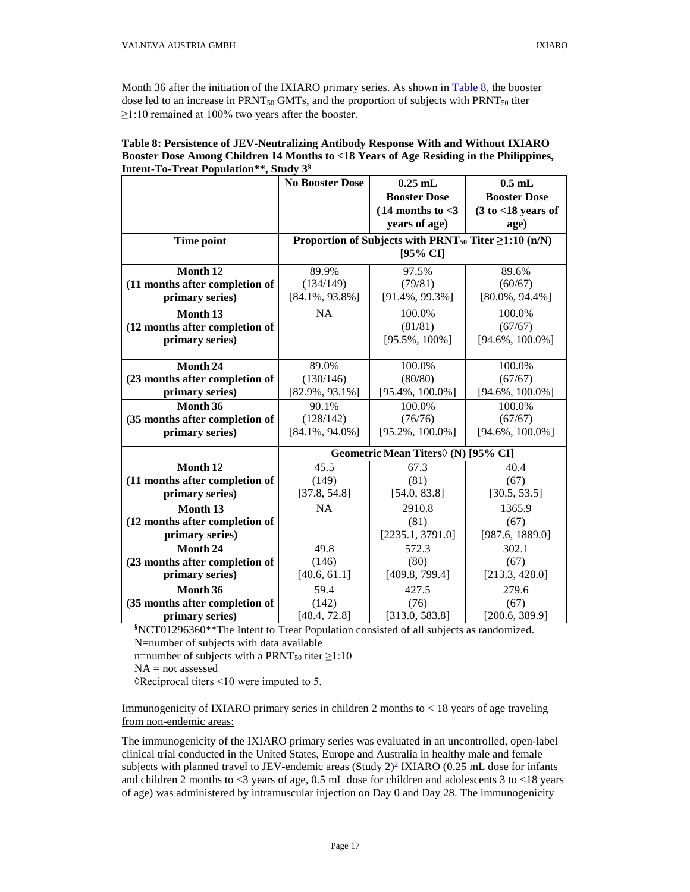Month 36 after the initiation of the IXIARO primary series. As shown in Table 8, the booster dose led to an increase in $PRNT_{50}$ GMTs, and the proportion of subjects with $PRNT_{50}$ titer ≥1:10 remained at 100% two years after the booster.

**Table 8: Persistence of JEV-Neutralizing Antibody Response With and Without IXIARO Booster Dose Among Children 14 Months to <18 Years of Age Residing in the Philippines, Intent-To-Treat Population\*\*, Study 3§**

| | No Booster Dose | 0.25 mL Booster Dose (14 months to <3 years of age) | 0.5 mL Booster Dose (3 to <18 years of age) |
|---|---|---|---|
| **Time point** | **Proportion of Subjects with $PRNT_{50}$ Titer ≥1:10 (n/N) [95% CI]** | | |
| **Month 12 (11 months after completion of primary series)** | 89.9% (134/149) [84.1%, 93.8%] | 97.5% (79/81) [91.4%, 99.3%] | 89.6% (60/67) [80.0%, 94.4%] |
| **Month 13 (12 months after completion of primary series)** | NA | 100.0% (81/81) [95.5%, 100%] | 100.0% (67/67) [94.6%, 100.0%] |
| **Month 24 (23 months after completion of primary series)** | 89.0% (130/146) [82.9%, 93.1%] | 100.0% (80/80) [95.4%, 100.0%] | 100.0% (67/67) [94.6%, 100.0%] |
| **Month 36 (35 months after completion of primary series)** | 90.1% (128/142) [84.1%, 94.0%] | 100.0% (76/76) [95.2%, 100.0%] | 100.0% (67/67) [94.6%, 100.0%] |
| | **Geometric Mean Titers◊ (N) [95% CI]** | | |
| **Month 12 (11 months after completion of primary series)** | 45.5 (149) [37.8, 54.8] | 67.3 (81) [54.0, 83.8] | 40.4 (67) [30.5, 53.5] |
| **Month 13 (12 months after completion of primary series)** | NA | 2910.8 (81) [2235.1, 3791.0] | 1365.9 (67) [987.6, 1889.0] |
| **Month 24 (23 months after completion of primary series)** | 49.8 (146) [40.6, 61.1] | 572.3 (80) [409.8, 799.4] | 302.1 (67) [213.3, 428.0] |
| **Month 36 (35 months after completion of primary series)** | 59.4 (142) [48.4, 72.8] | 427.5 (76) [313.0, 583.8] | 279.6 (67) [200.6, 389.9] |

§NCT01296360\*\*The Intent to Treat Population consisted of all subjects as randomized.
N=number of subjects with data available
n=number of subjects with a $PRNT_{50}$ titer ≥1:10
NA = not assessed
◊Reciprocal titers <10 were imputed to 5.

Immunogenicity of IXIARO primary series in children 2 months to < 18 years of age traveling from non-endemic areas:

The immunogenicity of the IXIARO primary series was evaluated in an uncontrolled, open-label clinical trial conducted in the United States, Europe and Australia in healthy male and female subjects with planned travel to JEV-endemic areas (Study 2)[2] IXIARO (0.25 mL dose for infants and children 2 months to <3 years of age, 0.5 mL dose for children and adolescents 3 to <18 years of age) was administered by intramuscular injection on Day 0 and Day 28. The immunogenicity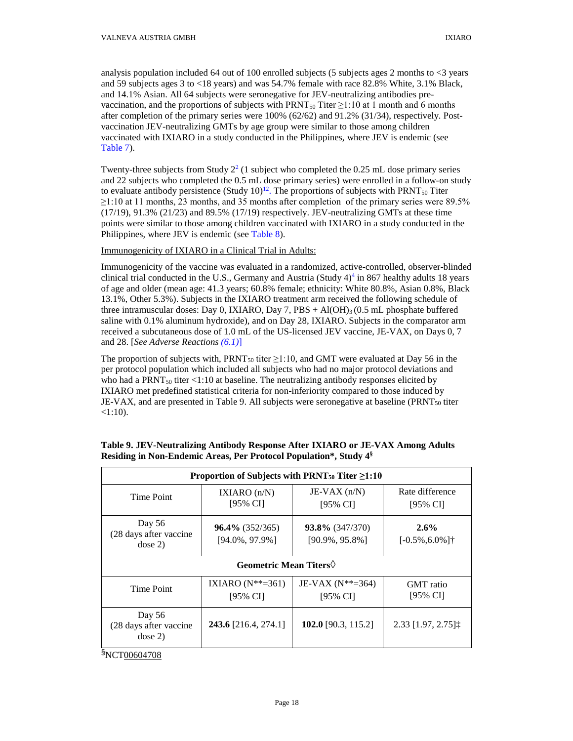analysis population included 64 out of 100 enrolled subjects (5 subjects ages 2 months to <3 years and 59 subjects ages 3 to <18 years) and was 54.7% female with race 82.8% White, 3.1% Black, and 14.1% Asian. All 64 subjects were seronegative for JEV-neutralizing antibodies pre-vaccination, and the proportions of subjects with $PRNT_{50}$ Titer ≥1:10 at 1 month and 6 months after completion of the primary series were 100% (62/62) and 91.2% (31/34), respectively. Post-vaccination JEV-neutralizing GMTs by age group were similar to those among children vaccinated with IXIARO in a study conducted in the Philippines, where JEV is endemic (see Table 7).

Twenty-three subjects from Study 2[2] (1 subject who completed the 0.25 mL dose primary series and 22 subjects who completed the 0.5 mL dose primary series) were enrolled in a follow-on study to evaluate antibody persistence (Study 10)[12]. The proportions of subjects with $PRNT_{50}$ Titer ≥1:10 at 11 months, 23 months, and 35 months after completion of the primary series were 89.5% (17/19), 91.3% (21/23) and 89.5% (17/19) respectively. JEV-neutralizing GMTs at these time points were similar to those among children vaccinated with IXIARO in a study conducted in the Philippines, where JEV is endemic (see Table 8).

Immunogenicity of IXIARO in a Clinical Trial in Adults:

Immunogenicity of the vaccine was evaluated in a randomized, active-controlled, observer-blinded clinical trial conducted in the U.S., Germany and Austria (Study 4)[4] in 867 healthy adults 18 years of age and older (mean age: 41.3 years; 60.8% female; ethnicity: White 80.8%, Asian 0.8%, Black 13.1%, Other 5.3%). Subjects in the IXIARO treatment arm received the following schedule of three intramuscular doses: Day 0, IXIARO, Day 7, PBS + $Al(OH)_3$ (0.5 mL phosphate buffered saline with 0.1% aluminum hydroxide), and on Day 28, IXIARO. Subjects in the comparator arm received a subcutaneous dose of 1.0 mL of the US-licensed JEV vaccine, JE-VAX, on Days 0, 7 and 28. [*See Adverse Reactions (6.1)*]

The proportion of subjects with, $PRNT_{50}$ titer ≥1:10, and GMT were evaluated at Day 56 in the per protocol population which included all subjects who had no major protocol deviations and who had a $PRNT_{50}$ titer <1:10 at baseline. The neutralizing antibody responses elicited by IXIARO met predefined statistical criteria for non-inferiority compared to those induced by JE-VAX, and are presented in Table 9. All subjects were seronegative at baseline ($PRNT_{50}$ titer <1:10).

**Table 9. JEV-Neutralizing Antibody Response After IXIARO or JE-VAX Among Adults Residing in Non-Endemic Areas, Per Protocol Population\*, Study 4§**

| **Proportion of Subjects with $PRNT_{50}$ Titer ≥1:10** | | | |
|---|---|---|---|
| Time Point | IXIARO (n/N) [95% CI] | JE-VAX (n/N) [95% CI] | Rate difference [95% CI] |
| Day 56 (28 days after vaccine dose 2) | **96.4%** (352/365) [94.0%, 97.9%] | **93.8%** (347/370) [90.9%, 95.8%] | **2.6%** [-0.5%,6.0%]† |
| **Geometric Mean Titers◊** | | | |
| Time Point | IXIARO (N\*\*=361) [95% CI] | JE-VAX (N\*\*=364) [95% CI] | GMT ratio [95% CI] |
| Day 56 (28 days after vaccine dose 2) | **243.6** [216.4, 274.1] | **102.0** [90.3, 115.2] | 2.33 [1.97, 2.75]‡ |

§NCT00604708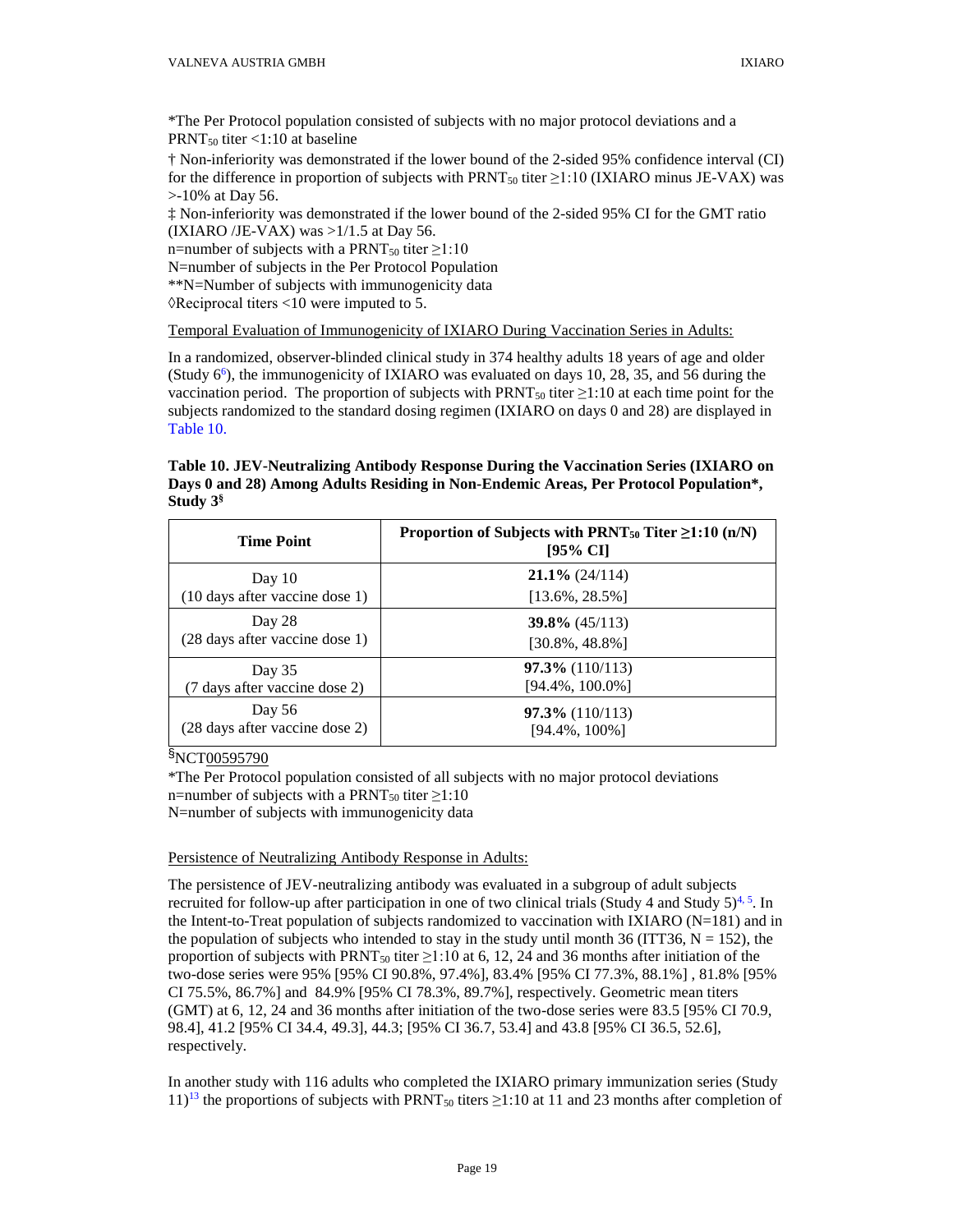*The Per Protocol population consisted of subjects with no major protocol deviations and a $PRNT_{50}$ titer <1:10 at baseline

† Non-inferiority was demonstrated if the lower bound of the 2-sided 95% confidence interval (CI) for the difference in proportion of subjects with $PRNT_{50}$ titer ≥1:10 (IXIARO minus JE-VAX) was >-10% at Day 56.

‡ Non-inferiority was demonstrated if the lower bound of the 2-sided 95% CI for the GMT ratio (IXIARO /JE-VAX) was >1/1.5 at Day 56.

n=number of subjects with a $PRNT_{50}$ titer ≥1:10

N=number of subjects in the Per Protocol Population

**N=Number of subjects with immunogenicity data

◊Reciprocal titers <10 were imputed to 5.

Temporal Evaluation of Immunogenicity of IXIARO During Vaccination Series in Adults:

In a randomized, observer-blinded clinical study in 374 healthy adults 18 years of age and older (Study 6[6]), the immunogenicity of IXIARO was evaluated on days 10, 28, 35, and 56 during the vaccination period. The proportion of subjects with $PRNT_{50}$ titer ≥1:10 at each time point for the subjects randomized to the standard dosing regimen (IXIARO on days 0 and 28) are displayed in Table 10.

**Table 10. JEV-Neutralizing Antibody Response During the Vaccination Series (IXIARO on Days 0 and 28) Among Adults Residing in Non-Endemic Areas, Per Protocol Population*, Study 3[§]**

| Time Point | Proportion of Subjects with $PRNT_{50}$ Titer ≥1:10 (n/N) [95% CI] |
|---|---|
| Day 10 (10 days after vaccine dose 1) | **21.1%** (24/114) [13.6%, 28.5%] |
| Day 28 (28 days after vaccine dose 1) | **39.8%** (45/113) [30.8%, 48.8%] |
| Day 35 (7 days after vaccine dose 2) | **97.3%** (110/113) [94.4%, 100.0%] |
| Day 56 (28 days after vaccine dose 2) | **97.3%** (110/113) [94.4%, 100%] |

§NCT00595790

*The Per Protocol population consisted of all subjects with no major protocol deviations

n=number of subjects with a $PRNT_{50}$ titer ≥1:10

N=number of subjects with immunogenicity data

Persistence of Neutralizing Antibody Response in Adults:

The persistence of JEV-neutralizing antibody was evaluated in a subgroup of adult subjects recruited for follow-up after participation in one of two clinical trials (Study 4 and Study 5)[4, 5]. In the Intent-to-Treat population of subjects randomized to vaccination with IXIARO (N=181) and in the population of subjects who intended to stay in the study until month 36 (ITT36, N = 152), the proportion of subjects with $PRNT_{50}$ titer ≥1:10 at 6, 12, 24 and 36 months after initiation of the two-dose series were 95% [95% CI 90.8%, 97.4%], 83.4% [95% CI 77.3%, 88.1%] , 81.8% [95% CI 75.5%, 86.7%] and 84.9% [95% CI 78.3%, 89.7%], respectively. Geometric mean titers (GMT) at 6, 12, 24 and 36 months after initiation of the two-dose series were 83.5 [95% CI 70.9, 98.4], 41.2 [95% CI 34.4, 49.3], 44.3; [95% CI 36.7, 53.4] and 43.8 [95% CI 36.5, 52.6], respectively.

In another study with 116 adults who completed the IXIARO primary immunization series (Study 11)[13] the proportions of subjects with $PRNT_{50}$ titers ≥1:10 at 11 and 23 months after completion of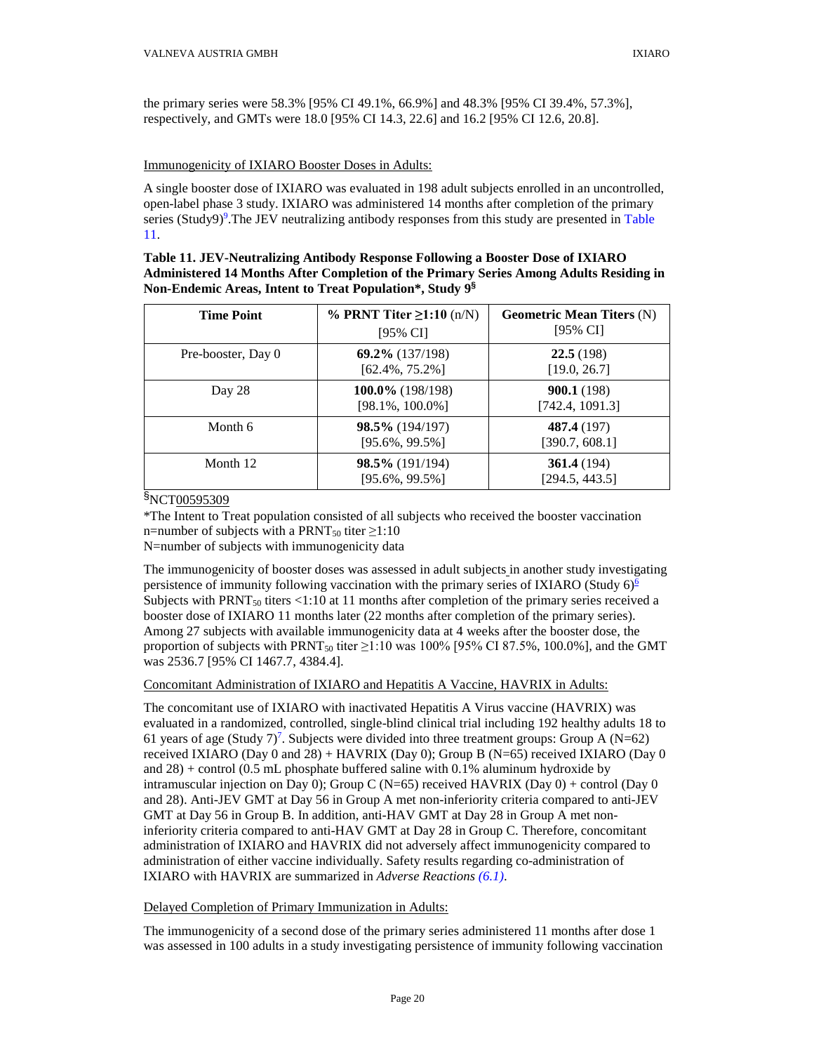the primary series were 58.3% [95% CI 49.1%, 66.9%] and 48.3% [95% CI 39.4%, 57.3%], respectively, and GMTs were 18.0 [95% CI 14.3, 22.6] and 16.2 [95% CI 12.6, 20.8].

Immunogenicity of IXIARO Booster Doses in Adults:

A single booster dose of IXIARO was evaluated in 198 adult subjects enrolled in an uncontrolled, open-label phase 3 study. IXIARO was administered 14 months after completion of the primary series (Study9)[9].The JEV neutralizing antibody responses from this study are presented in Table 11.

**Table 11. JEV-Neutralizing Antibody Response Following a Booster Dose of IXIARO Administered 14 Months After Completion of the Primary Series Among Adults Residing in Non-Endemic Areas, Intent to Treat Population*, Study 9§**

| Time Point | % PRNT Titer ≥1:10 (n/N) [95% CI] | Geometric Mean Titers (N) [95% CI] |
|---|---|---|
| Pre-booster, Day 0 | **69.2%** (137/198) [62.4%, 75.2%] | **22.5** (198) [19.0, 26.7] |
| Day 28 | **100.0%** (198/198) [98.1%, 100.0%] | **900.1** (198) [742.4, 1091.3] |
| Month 6 | **98.5%** (194/197) [95.6%, 99.5%] | **487.4** (197) [390.7, 608.1] |
| Month 12 | **98.5%** (191/194) [95.6%, 99.5%] | **361.4** (194) [294.5, 443.5] |

§NCT00595309

*The Intent to Treat population consisted of all subjects who received the booster vaccination
n=number of subjects with a $PRNT_{50}$ titer ≥1:10
N=number of subjects with immunogenicity data

The immunogenicity of booster doses was assessed in adult subjects in another study investigating persistence of immunity following vaccination with the primary series of IXIARO (Study 6)[6] Subjects with $PRNT_{50}$ titers <1:10 at 11 months after completion of the primary series received a booster dose of IXIARO 11 months later (22 months after completion of the primary series). Among 27 subjects with available immunogenicity data at 4 weeks after the booster dose, the proportion of subjects with $PRNT_{50}$ titer ≥1:10 was 100% [95% CI 87.5%, 100.0%], and the GMT was 2536.7 [95% CI 1467.7, 4384.4].

Concomitant Administration of IXIARO and Hepatitis A Vaccine, HAVRIX in Adults:

The concomitant use of IXIARO with inactivated Hepatitis A Virus vaccine (HAVRIX) was evaluated in a randomized, controlled, single-blind clinical trial including 192 healthy adults 18 to 61 years of age (Study 7)[7]. Subjects were divided into three treatment groups: Group A (N=62) received IXIARO (Day 0 and 28) + HAVRIX (Day 0); Group B (N=65) received IXIARO (Day 0 and 28) + control (0.5 mL phosphate buffered saline with 0.1% aluminum hydroxide by intramuscular injection on Day 0); Group C (N=65) received HAVRIX (Day 0) + control (Day 0 and 28). Anti-JEV GMT at Day 56 in Group A met non-inferiority criteria compared to anti-JEV GMT at Day 56 in Group B. In addition, anti-HAV GMT at Day 28 in Group A met non-inferiority criteria compared to anti-HAV GMT at Day 28 in Group C. Therefore, concomitant administration of IXIARO and HAVRIX did not adversely affect immunogenicity compared to administration of either vaccine individually. Safety results regarding co-administration of IXIARO with HAVRIX are summarized in *Adverse Reactions (6.1)*.

Delayed Completion of Primary Immunization in Adults:

The immunogenicity of a second dose of the primary series administered 11 months after dose 1 was assessed in 100 adults in a study investigating persistence of immunity following vaccination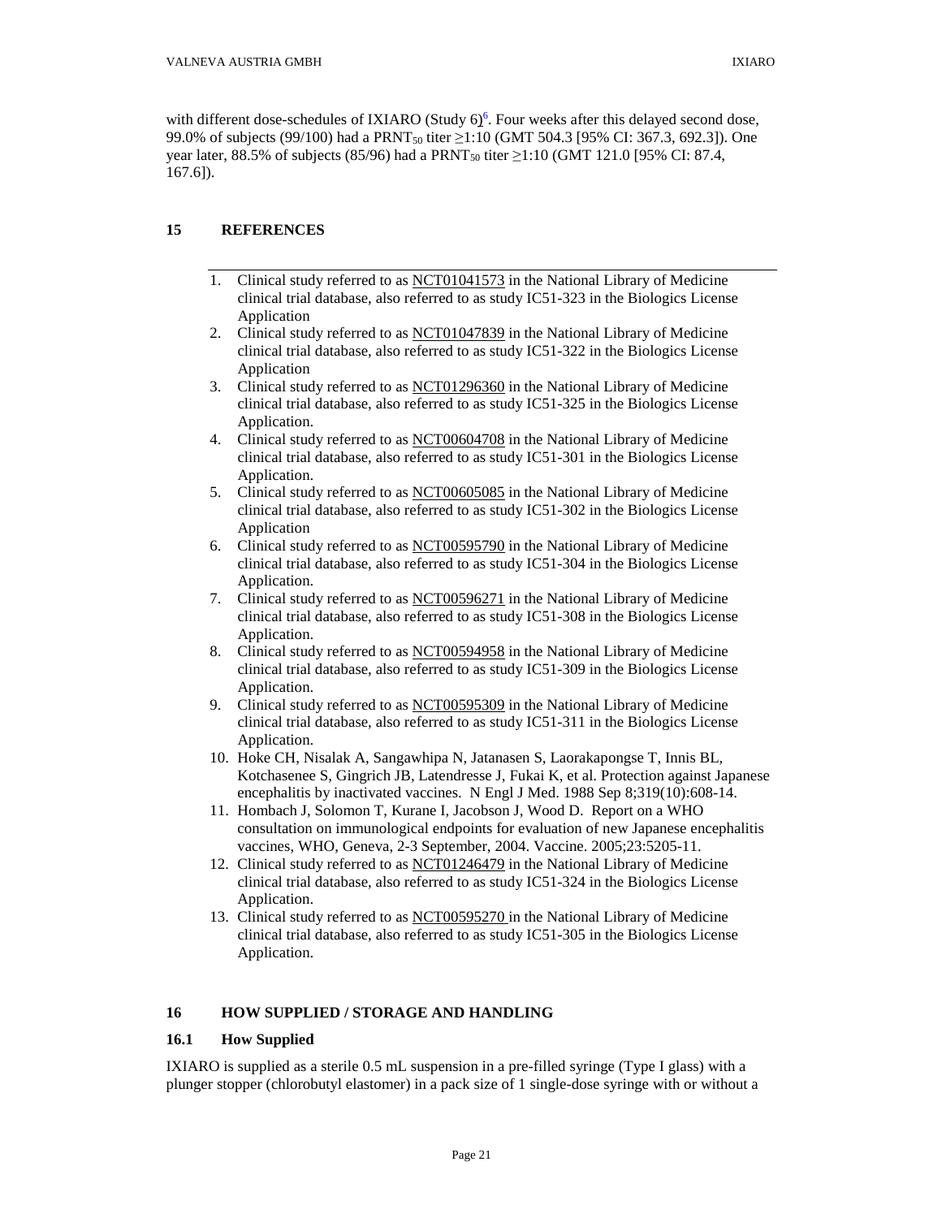with different dose-schedules of IXIARO (Study 6)[6]. Four weeks after this delayed second dose, 99.0% of subjects (99/100) had a $PRNT_{50}$ titer ≥1:10 (GMT 504.3 [95% CI: 367.3, 692.3]). One year later, 88.5% of subjects (85/96) had a $PRNT_{50}$ titer ≥1:10 (GMT 121.0 [95% CI: 87.4, 167.6]).

## 15 REFERENCES

1. Clinical study referred to as NCT01041573 in the National Library of Medicine clinical trial database, also referred to as study IC51-323 in the Biologics License Application
2. Clinical study referred to as NCT01047839 in the National Library of Medicine clinical trial database, also referred to as study IC51-322 in the Biologics License Application
3. Clinical study referred to as NCT01296360 in the National Library of Medicine clinical trial database, also referred to as study IC51-325 in the Biologics License Application.
4. Clinical study referred to as NCT00604708 in the National Library of Medicine clinical trial database, also referred to as study IC51-301 in the Biologics License Application.
5. Clinical study referred to as NCT00605085 in the National Library of Medicine clinical trial database, also referred to as study IC51-302 in the Biologics License Application
6. Clinical study referred to as NCT00595790 in the National Library of Medicine clinical trial database, also referred to as study IC51-304 in the Biologics License Application.
7. Clinical study referred to as NCT00596271 in the National Library of Medicine clinical trial database, also referred to as study IC51-308 in the Biologics License Application.
8. Clinical study referred to as NCT00594958 in the National Library of Medicine clinical trial database, also referred to as study IC51-309 in the Biologics License Application.
9. Clinical study referred to as NCT00595309 in the National Library of Medicine clinical trial database, also referred to as study IC51-311 in the Biologics License Application.
10. Hoke CH, Nisalak A, Sangawhipa N, Jatanasen S, Laorakapongse T, Innis BL, Kotchasenee S, Gingrich JB, Latendresse J, Fukai K, et al. Protection against Japanese encephalitis by inactivated vaccines. N Engl J Med. 1988 Sep 8;319(10):608-14.
11. Hombach J, Solomon T, Kurane I, Jacobson J, Wood D. Report on a WHO consultation on immunological endpoints for evaluation of new Japanese encephalitis vaccines, WHO, Geneva, 2-3 September, 2004. Vaccine. 2005;23:5205-11.
12. Clinical study referred to as NCT01246479 in the National Library of Medicine clinical trial database, also referred to as study IC51-324 in the Biologics License Application.
13. Clinical study referred to as NCT00595270 in the National Library of Medicine clinical trial database, also referred to as study IC51-305 in the Biologics License Application.

## 16 HOW SUPPLIED / STORAGE AND HANDLING

### 16.1 How Supplied

IXIARO is supplied as a sterile 0.5 mL suspension in a pre-filled syringe (Type I glass) with a plunger stopper (chlorobutyl elastomer) in a pack size of 1 single-dose syringe with or without a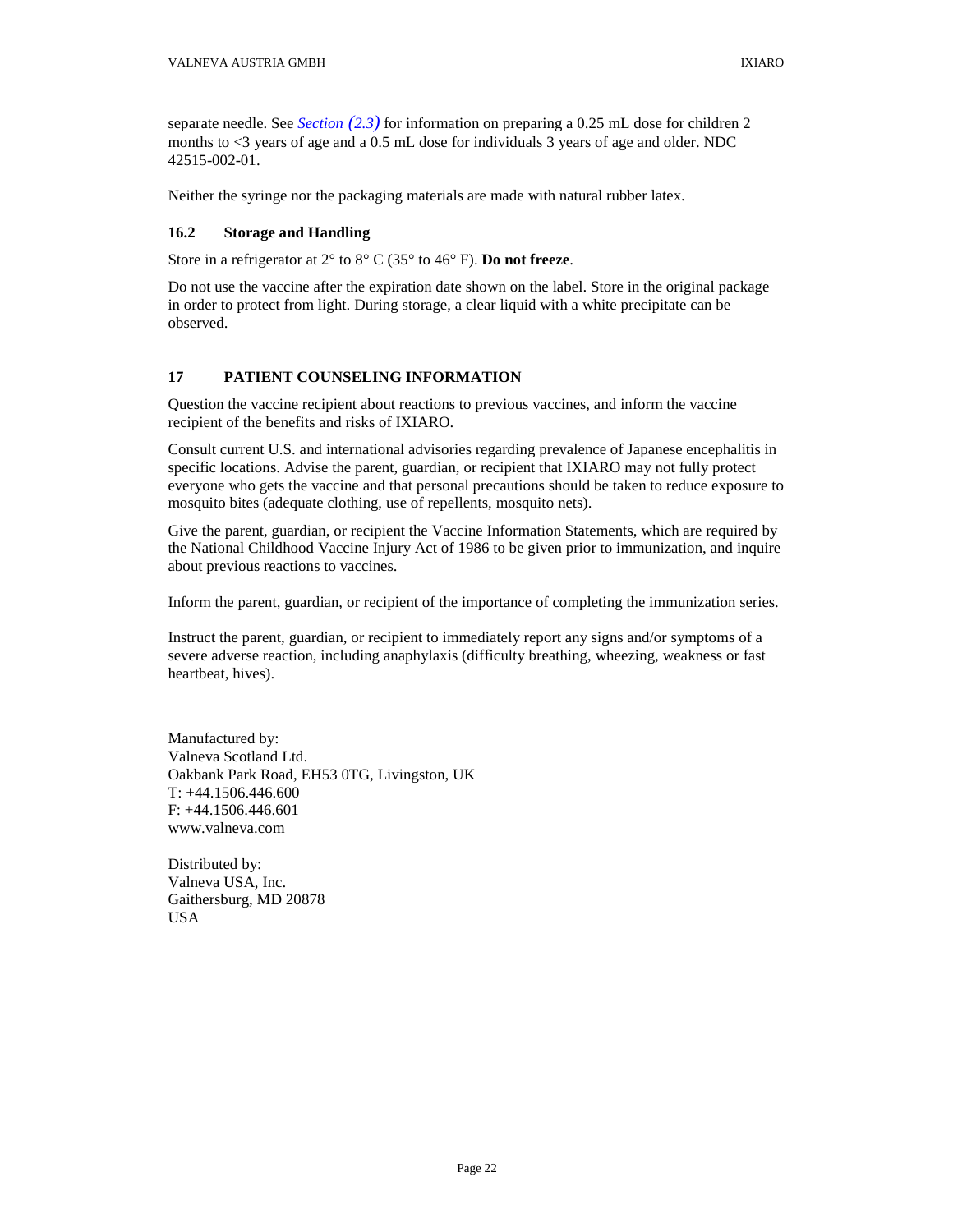separate needle. See *Section (2.3)* for information on preparing a 0.25 mL dose for children 2 months to <3 years of age and a 0.5 mL dose for individuals 3 years of age and older. NDC 42515-002-01.

Neither the syringe nor the packaging materials are made with natural rubber latex.

### 16.2 Storage and Handling

Store in a refrigerator at 2° to 8° C (35° to 46° F). **Do not freeze**.

Do not use the vaccine after the expiration date shown on the label. Store in the original package in order to protect from light. During storage, a clear liquid with a white precipitate can be observed.

## 17 PATIENT COUNSELING INFORMATION

Question the vaccine recipient about reactions to previous vaccines, and inform the vaccine recipient of the benefits and risks of IXIARO.

Consult current U.S. and international advisories regarding prevalence of Japanese encephalitis in specific locations. Advise the parent, guardian, or recipient that IXIARO may not fully protect everyone who gets the vaccine and that personal precautions should be taken to reduce exposure to mosquito bites (adequate clothing, use of repellents, mosquito nets).

Give the parent, guardian, or recipient the Vaccine Information Statements, which are required by the National Childhood Vaccine Injury Act of 1986 to be given prior to immunization, and inquire about previous reactions to vaccines.

Inform the parent, guardian, or recipient of the importance of completing the immunization series.

Instruct the parent, guardian, or recipient to immediately report any signs and/or symptoms of a severe adverse reaction, including anaphylaxis (difficulty breathing, wheezing, weakness or fast heartbeat, hives).

---

Manufactured by:
Valneva Scotland Ltd.
Oakbank Park Road, EH53 0TG, Livingston, UK
T: +44.1506.446.600
F: +44.1506.446.601
www.valneva.com

Distributed by:
Valneva USA, Inc.
Gaithersburg, MD 20878
USA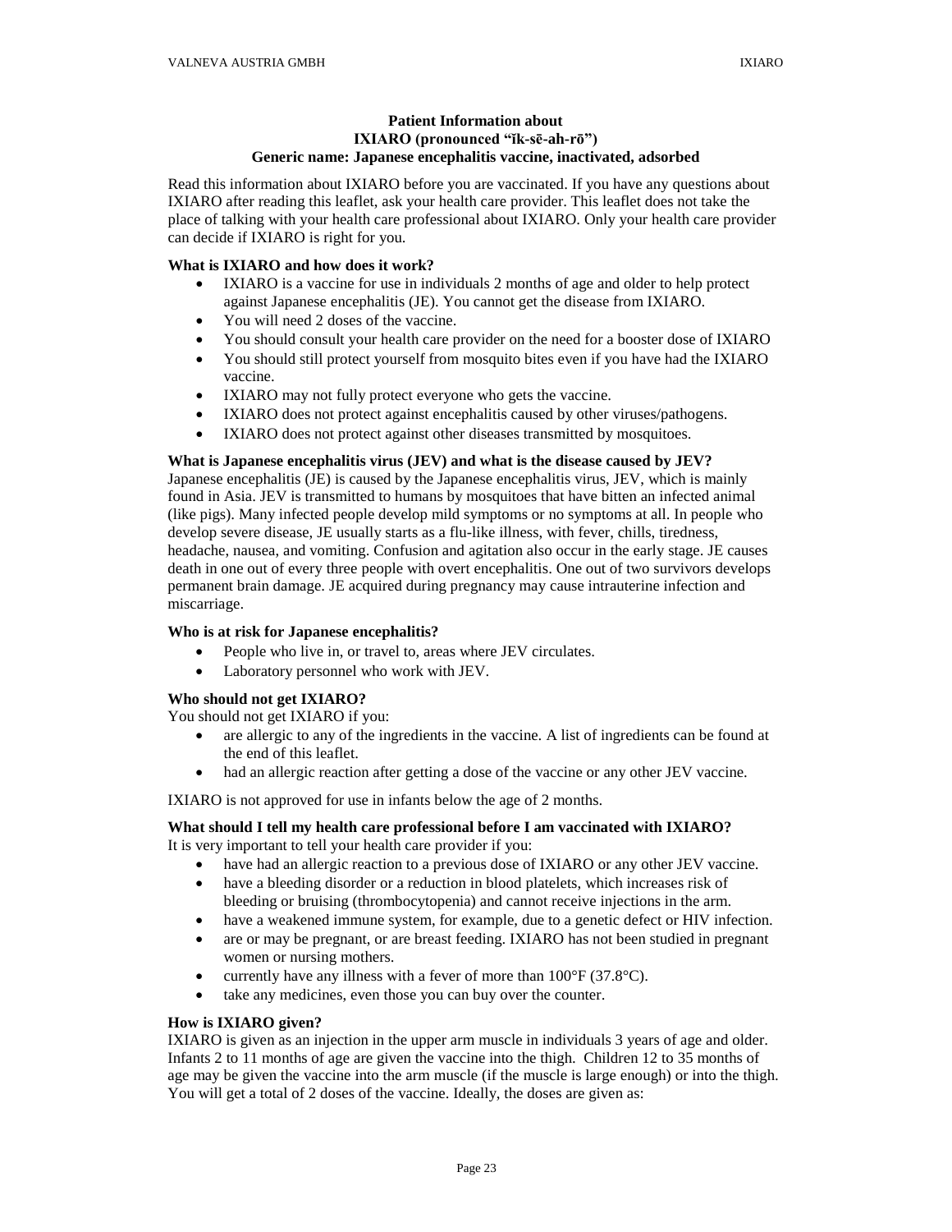**Patient Information about**
**IXIARO (pronounced "ĭk-sē-ah-rō")**
**Generic name: Japanese encephalitis vaccine, inactivated, adsorbed**

Read this information about IXIARO before you are vaccinated. If you have any questions about IXIARO after reading this leaflet, ask your health care provider. This leaflet does not take the place of talking with your health care professional about IXIARO. Only your health care provider can decide if IXIARO is right for you.

**What is IXIARO and how does it work?**

- IXIARO is a vaccine for use in individuals 2 months of age and older to help protect against Japanese encephalitis (JE). You cannot get the disease from IXIARO.
- You will need 2 doses of the vaccine.
- You should consult your health care provider on the need for a booster dose of IXIARO
- You should still protect yourself from mosquito bites even if you have had the IXIARO vaccine.
- IXIARO may not fully protect everyone who gets the vaccine.
- IXIARO does not protect against encephalitis caused by other viruses/pathogens.
- IXIARO does not protect against other diseases transmitted by mosquitoes.

**What is Japanese encephalitis virus (JEV) and what is the disease caused by JEV?**

Japanese encephalitis (JE) is caused by the Japanese encephalitis virus, JEV, which is mainly found in Asia. JEV is transmitted to humans by mosquitoes that have bitten an infected animal (like pigs). Many infected people develop mild symptoms or no symptoms at all. In people who develop severe disease, JE usually starts as a flu-like illness, with fever, chills, tiredness, headache, nausea, and vomiting. Confusion and agitation also occur in the early stage. JE causes death in one out of every three people with overt encephalitis. One out of two survivors develops permanent brain damage. JE acquired during pregnancy may cause intrauterine infection and miscarriage.

**Who is at risk for Japanese encephalitis?**

- People who live in, or travel to, areas where JEV circulates.
- Laboratory personnel who work with JEV.

**Who should not get IXIARO?**

You should not get IXIARO if you:

- are allergic to any of the ingredients in the vaccine. A list of ingredients can be found at the end of this leaflet.
- had an allergic reaction after getting a dose of the vaccine or any other JEV vaccine.

IXIARO is not approved for use in infants below the age of 2 months.

**What should I tell my health care professional before I am vaccinated with IXIARO?**

It is very important to tell your health care provider if you:

- have had an allergic reaction to a previous dose of IXIARO or any other JEV vaccine.
- have a bleeding disorder or a reduction in blood platelets, which increases risk of bleeding or bruising (thrombocytopenia) and cannot receive injections in the arm.
- have a weakened immune system, for example, due to a genetic defect or HIV infection.
- are or may be pregnant, or are breast feeding. IXIARO has not been studied in pregnant women or nursing mothers.
- currently have any illness with a fever of more than 100°F (37.8°C).
- take any medicines, even those you can buy over the counter.

**How is IXIARO given?**

IXIARO is given as an injection in the upper arm muscle in individuals 3 years of age and older. Infants 2 to 11 months of age are given the vaccine into the thigh. Children 12 to 35 months of age may be given the vaccine into the arm muscle (if the muscle is large enough) or into the thigh. You will get a total of 2 doses of the vaccine. Ideally, the doses are given as: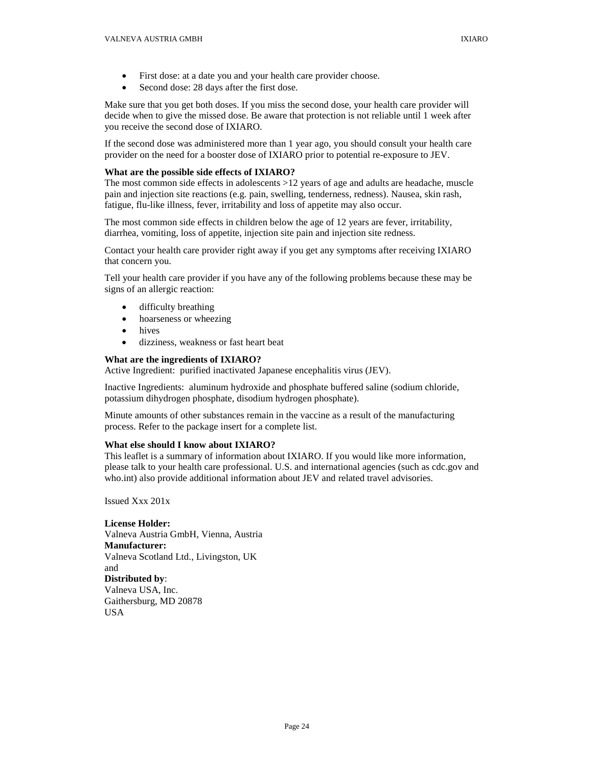- First dose: at a date you and your health care provider choose.
- Second dose: 28 days after the first dose.

Make sure that you get both doses. If you miss the second dose, your health care provider will decide when to give the missed dose. Be aware that protection is not reliable until 1 week after you receive the second dose of IXIARO.

If the second dose was administered more than 1 year ago, you should consult your health care provider on the need for a booster dose of IXIARO prior to potential re-exposure to JEV.

**What are the possible side effects of IXIARO?**
The most common side effects in adolescents >12 years of age and adults are headache, muscle pain and injection site reactions (e.g. pain, swelling, tenderness, redness). Nausea, skin rash, fatigue, flu-like illness, fever, irritability and loss of appetite may also occur.

The most common side effects in children below the age of 12 years are fever, irritability, diarrhea, vomiting, loss of appetite, injection site pain and injection site redness.

Contact your health care provider right away if you get any symptoms after receiving IXIARO that concern you.

Tell your health care provider if you have any of the following problems because these may be signs of an allergic reaction:

- difficulty breathing
- hoarseness or wheezing
- hives
- dizziness, weakness or fast heart beat

**What are the ingredients of IXIARO?**
Active Ingredient: purified inactivated Japanese encephalitis virus (JEV).

Inactive Ingredients: aluminum hydroxide and phosphate buffered saline (sodium chloride, potassium dihydrogen phosphate, disodium hydrogen phosphate).

Minute amounts of other substances remain in the vaccine as a result of the manufacturing process. Refer to the package insert for a complete list.

**What else should I know about IXIARO?**
This leaflet is a summary of information about IXIARO. If you would like more information, please talk to your health care professional. U.S. and international agencies (such as cdc.gov and who.int) also provide additional information about JEV and related travel advisories.

Issued Xxx 201x

**License Holder:**
Valneva Austria GmbH, Vienna, Austria
**Manufacturer:**
Valneva Scotland Ltd., Livingston, UK
and
**Distributed by**:
Valneva USA, Inc.
Gaithersburg, MD 20878
USA